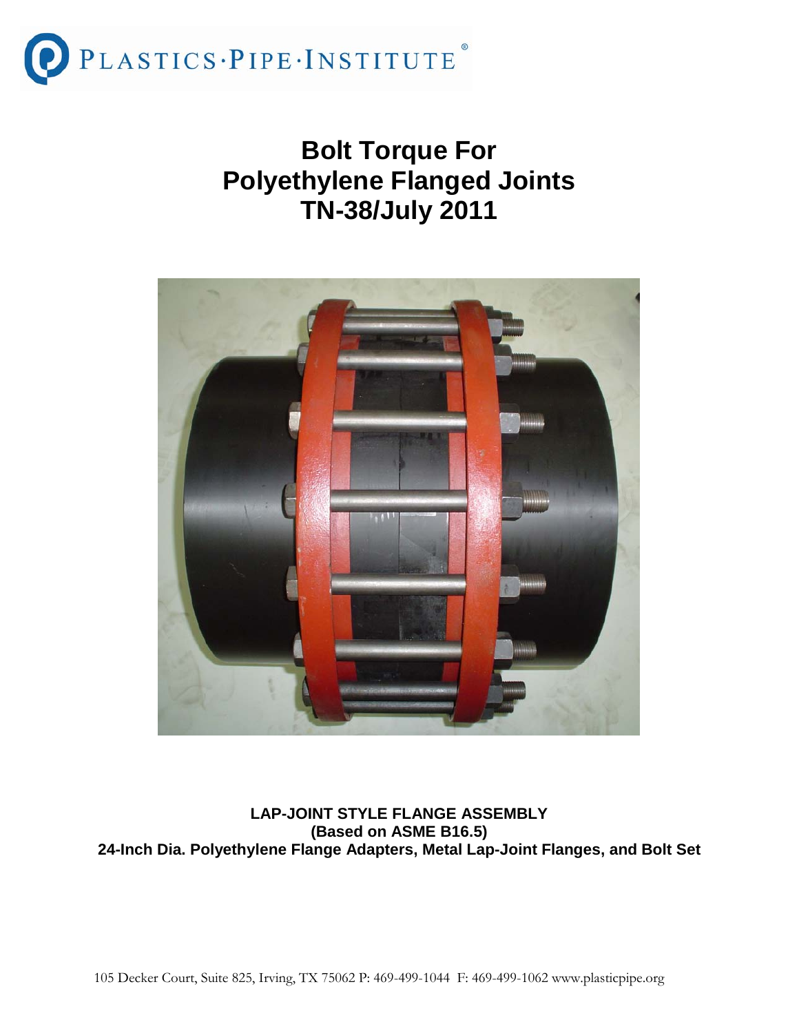PLASTICS·PIPE·INSTITUTE®

# Bolt Torque For Polyethylene Flanged Joints TN-38/July 2011

**LAP-JOINT STYLE FLANGE ASSEMBLY**
**(Based on ASME B16.5)**
**24-Inch Dia. Polyethylene Flange Adapters, Metal Lap-Joint Flanges, and Bolt Set**

105 Decker Court, Suite 825, Irving, TX 75062 P: 469-499-1044 F: 469-499-1062 www.plasticpipe.org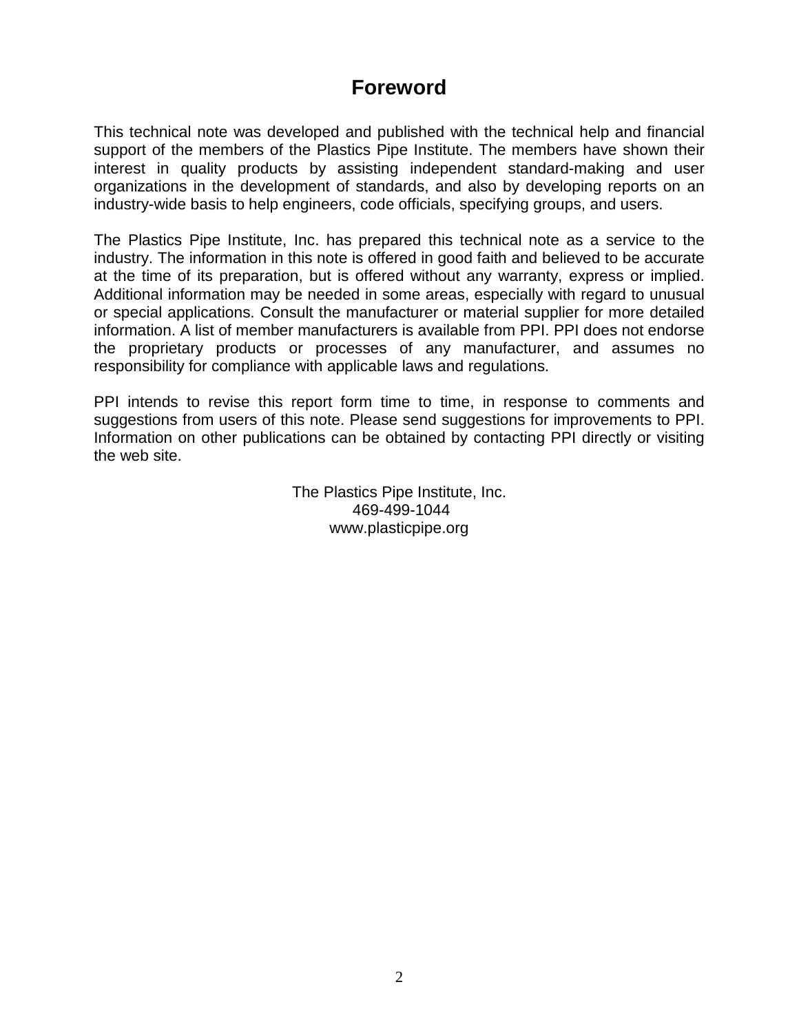# Foreword

This technical note was developed and published with the technical help and financial support of the members of the Plastics Pipe Institute. The members have shown their interest in quality products by assisting independent standard-making and user organizations in the development of standards, and also by developing reports on an industry-wide basis to help engineers, code officials, specifying groups, and users.

The Plastics Pipe Institute, Inc. has prepared this technical note as a service to the industry. The information in this note is offered in good faith and believed to be accurate at the time of its preparation, but is offered without any warranty, express or implied. Additional information may be needed in some areas, especially with regard to unusual or special applications. Consult the manufacturer or material supplier for more detailed information. A list of member manufacturers is available from PPI. PPI does not endorse the proprietary products or processes of any manufacturer, and assumes no responsibility for compliance with applicable laws and regulations.

PPI intends to revise this report form time to time, in response to comments and suggestions from users of this note. Please send suggestions for improvements to PPI. Information on other publications can be obtained by contacting PPI directly or visiting the web site.

The Plastics Pipe Institute, Inc.
469-499-1044
www.plasticpipe.org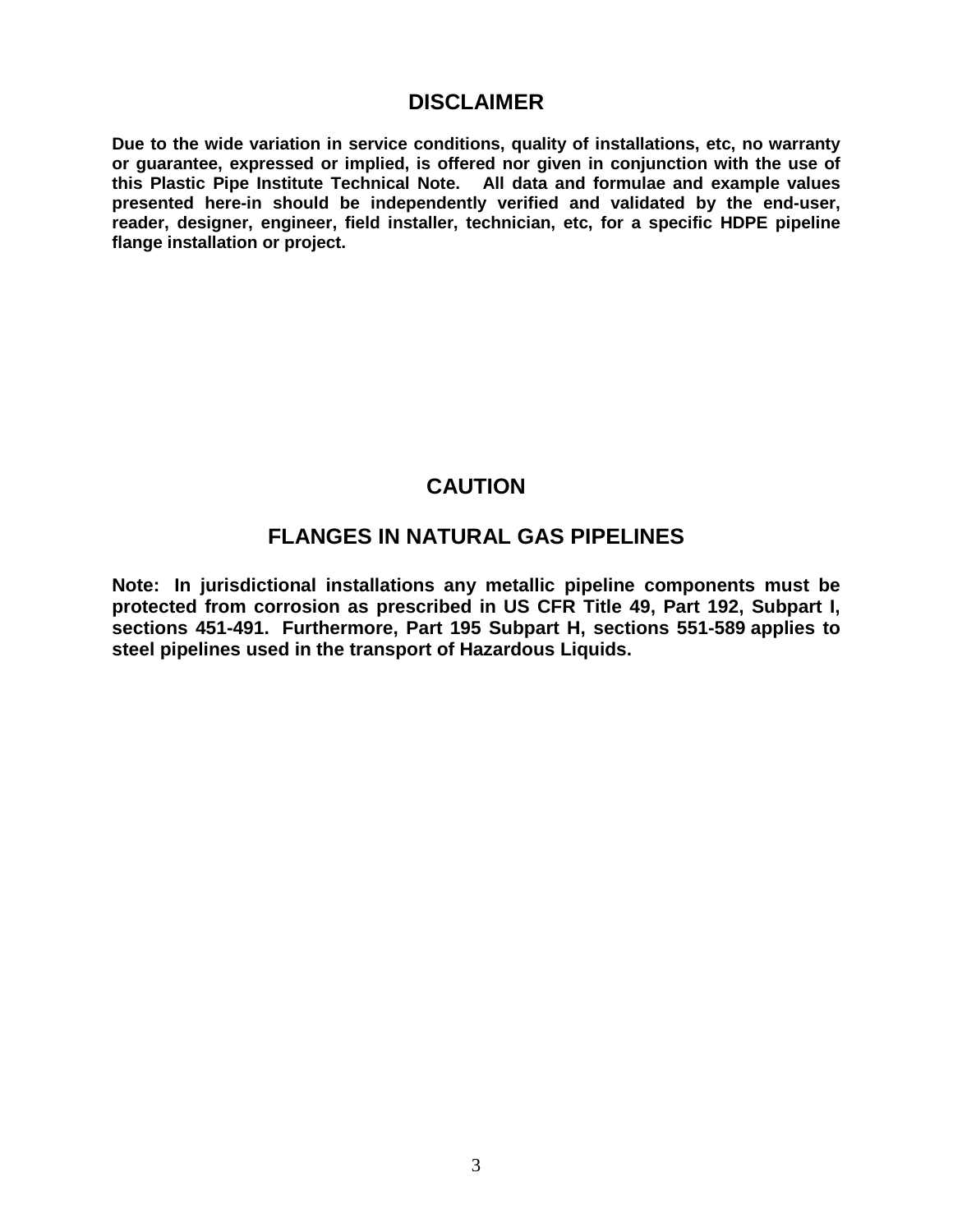# DISCLAIMER

**Due to the wide variation in service conditions, quality of installations, etc, no warranty or guarantee, expressed or implied, is offered nor given in conjunction with the use of this Plastic Pipe Institute Technical Note. All data and formulae and example values presented here-in should be independently verified and validated by the end-user, reader, designer, engineer, field installer, technician, etc, for a specific HDPE pipeline flange installation or project.**

# CAUTION

## FLANGES IN NATURAL GAS PIPELINES

**Note: In jurisdictional installations any metallic pipeline components must be protected from corrosion as prescribed in US CFR Title 49, Part 192, Subpart I, sections 451-491. Furthermore, Part 195 Subpart H, sections 551-589 applies to steel pipelines used in the transport of Hazardous Liquids.**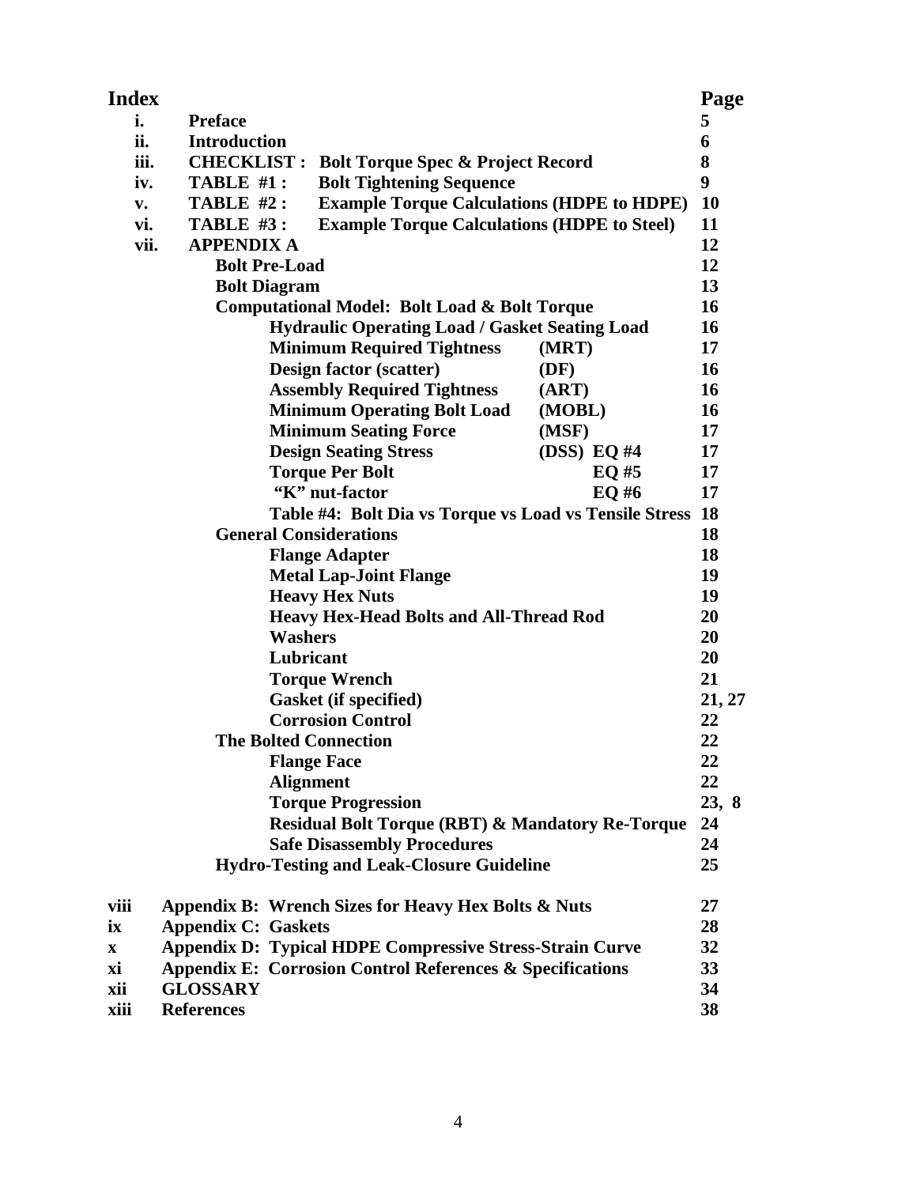# Index

| | | Page |
|---|---|---|
| i. | **Preface** | 5 |
| ii. | **Introduction** | 6 |
| iii. | **CHECKLIST : Bolt Torque Spec & Project Record** | 8 |
| iv. | **TABLE #1 : Bolt Tightening Sequence** | 9 |
| v. | **TABLE #2 : Example Torque Calculations (HDPE to HDPE)** | 10 |
| vi. | **TABLE #3 : Example Torque Calculations (HDPE to Steel)** | 11 |
| vii. | **APPENDIX A** | 12 |
| | **Bolt Pre-Load** | 12 |
| | **Bolt Diagram** | 13 |
| | **Computational Model: Bolt Load & Bolt Torque** | 16 |
| | **Hydraulic Operating Load / Gasket Seating Load** | 16 |
| | **Minimum Required Tightness (MRT)** | 17 |
| | **Design factor (scatter) (DF)** | 16 |
| | **Assembly Required Tightness (ART)** | 16 |
| | **Minimum Operating Bolt Load (MOBL)** | 16 |
| | **Minimum Seating Force (MSF)** | 17 |
| | **Design Seating Stress (DSS) EQ #4** | 17 |
| | **Torque Per Bolt EQ #5** | 17 |
| | **"K" nut-factor EQ #6** | 17 |
| | **Table #4: Bolt Dia vs Torque vs Load vs Tensile Stress** | 18 |
| | **General Considerations** | 18 |
| | **Flange Adapter** | 18 |
| | **Metal Lap-Joint Flange** | 19 |
| | **Heavy Hex Nuts** | 19 |
| | **Heavy Hex-Head Bolts and All-Thread Rod** | 20 |
| | **Washers** | 20 |
| | **Lubricant** | 20 |
| | **Torque Wrench** | 21 |
| | **Gasket (if specified)** | 21, 27 |
| | **Corrosion Control** | 22 |
| | **The Bolted Connection** | 22 |
| | **Flange Face** | 22 |
| | **Alignment** | 22 |
| | **Torque Progression** | 23, 8 |
| | **Residual Bolt Torque (RBT) & Mandatory Re-Torque** | 24 |
| | **Safe Disassembly Procedures** | 24 |
| | **Hydro-Testing and Leak-Closure Guideline** | 25 |
| viii | **Appendix B: Wrench Sizes for Heavy Hex Bolts & Nuts** | 27 |
| ix | **Appendix C: Gaskets** | 28 |
| x | **Appendix D: Typical HDPE Compressive Stress-Strain Curve** | 32 |
| xi | **Appendix E: Corrosion Control References & Specifications** | 33 |
| xii | **GLOSSARY** | 34 |
| xiii | **References** | 38 |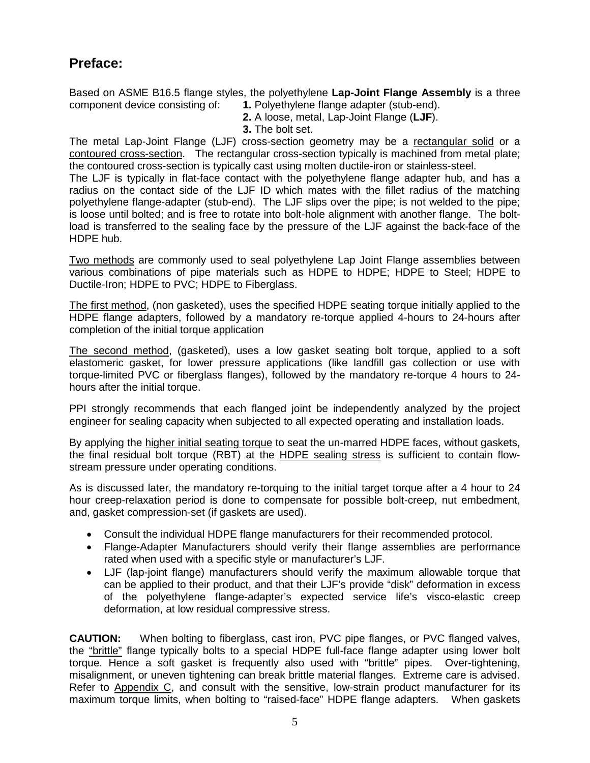## Preface:

Based on ASME B16.5 flange styles, the polyethylene **Lap-Joint Flange Assembly** is a three component device consisting of:

**1.** Polyethylene flange adapter (stub-end).
**2.** A loose, metal, Lap-Joint Flange (**LJF**).
**3.** The bolt set.

The metal Lap-Joint Flange (LJF) cross-section geometry may be a rectangular solid or a contoured cross-section. The rectangular cross-section typically is machined from metal plate; the contoured cross-section is typically cast using molten ductile-iron or stainless-steel.

The LJF is typically in flat-face contact with the polyethylene flange adapter hub, and has a radius on the contact side of the LJF ID which mates with the fillet radius of the matching polyethylene flange-adapter (stub-end). The LJF slips over the pipe; is not welded to the pipe; is loose until bolted; and is free to rotate into bolt-hole alignment with another flange. The bolt-load is transferred to the sealing face by the pressure of the LJF against the back-face of the HDPE hub.

Two methods are commonly used to seal polyethylene Lap Joint Flange assemblies between various combinations of pipe materials such as HDPE to HDPE; HDPE to Steel; HDPE to Ductile-Iron; HDPE to PVC; HDPE to Fiberglass.

The first method, (non gasketed), uses the specified HDPE seating torque initially applied to the HDPE flange adapters, followed by a mandatory re-torque applied 4-hours to 24-hours after completion of the initial torque application

The second method, (gasketed), uses a low gasket seating bolt torque, applied to a soft elastomeric gasket, for lower pressure applications (like landfill gas collection or use with torque-limited PVC or fiberglass flanges), followed by the mandatory re-torque 4 hours to 24-hours after the initial torque.

PPI strongly recommends that each flanged joint be independently analyzed by the project engineer for sealing capacity when subjected to all expected operating and installation loads.

By applying the higher initial seating torque to seat the un-marred HDPE faces, without gaskets, the final residual bolt torque (RBT) at the HDPE sealing stress is sufficient to contain flow-stream pressure under operating conditions.

As is discussed later, the mandatory re-torquing to the initial target torque after a 4 hour to 24 hour creep-relaxation period is done to compensate for possible bolt-creep, nut embedment, and, gasket compression-set (if gaskets are used).

- Consult the individual HDPE flange manufacturers for their recommended protocol.
- Flange-Adapter Manufacturers should verify their flange assemblies are performance rated when used with a specific style or manufacturer's LJF.
- LJF (lap-joint flange) manufacturers should verify the maximum allowable torque that can be applied to their product, and that their LJF's provide "disk" deformation in excess of the polyethylene flange-adapter's expected service life's visco-elastic creep deformation, at low residual compressive stress.

**CAUTION:** When bolting to fiberglass, cast iron, PVC pipe flanges, or PVC flanged valves, the "brittle" flange typically bolts to a special HDPE full-face flange adapter using lower bolt torque. Hence a soft gasket is frequently also used with "brittle" pipes. Over-tightening, misalignment, or uneven tightening can break brittle material flanges. Extreme care is advised. Refer to Appendix C, and consult with the sensitive, low-strain product manufacturer for its maximum torque limits, when bolting to "raised-face" HDPE flange adapters. When gaskets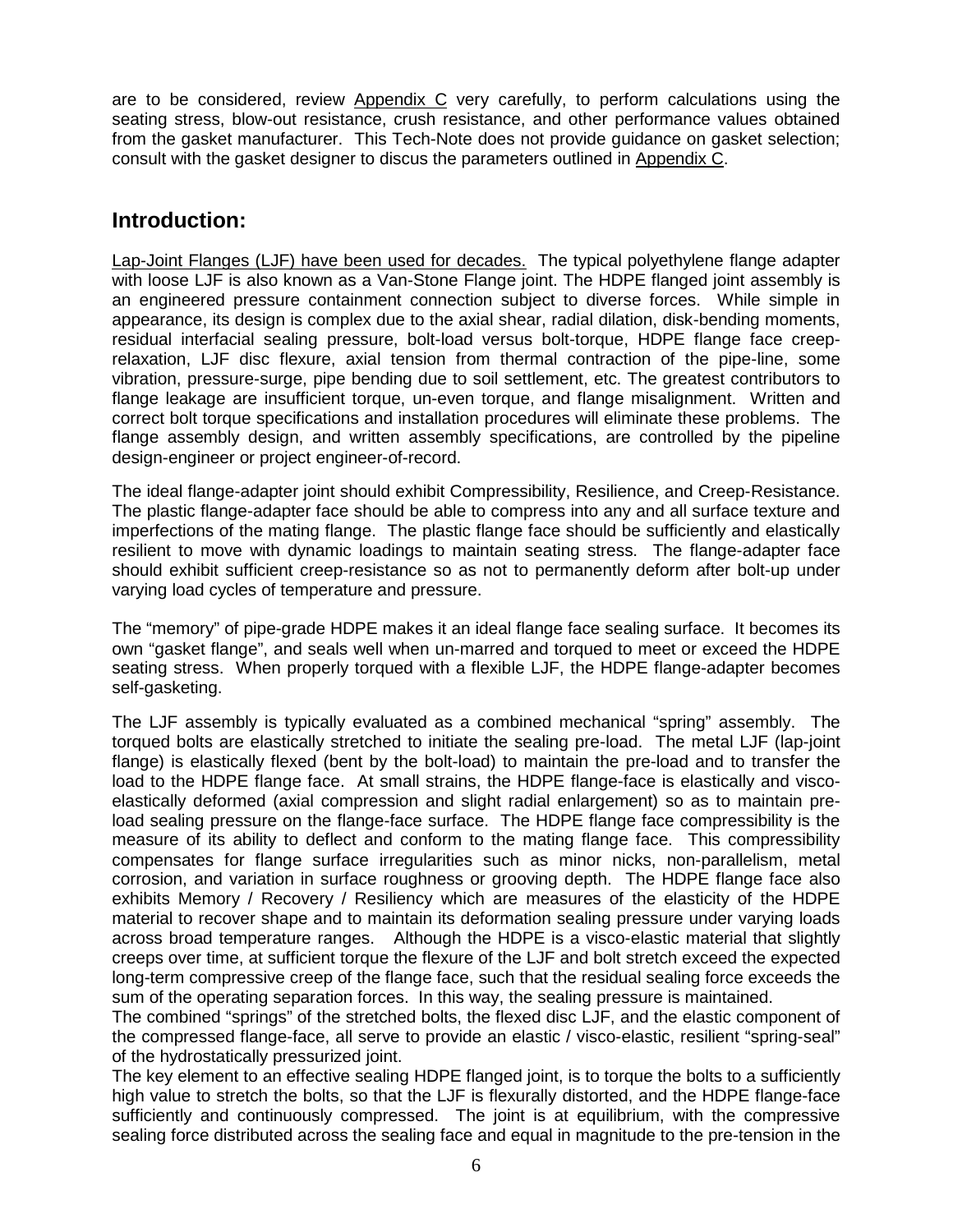are to be considered, review Appendix C very carefully, to perform calculations using the seating stress, blow-out resistance, crush resistance, and other performance values obtained from the gasket manufacturer. This Tech-Note does not provide guidance on gasket selection; consult with the gasket designer to discus the parameters outlined in Appendix C.

## Introduction:

Lap-Joint Flanges (LJF) have been used for decades. The typical polyethylene flange adapter with loose LJF is also known as a Van-Stone Flange joint. The HDPE flanged joint assembly is an engineered pressure containment connection subject to diverse forces. While simple in appearance, its design is complex due to the axial shear, radial dilation, disk-bending moments, residual interfacial sealing pressure, bolt-load versus bolt-torque, HDPE flange face creep-relaxation, LJF disc flexure, axial tension from thermal contraction of the pipe-line, some vibration, pressure-surge, pipe bending due to soil settlement, etc. The greatest contributors to flange leakage are insufficient torque, un-even torque, and flange misalignment. Written and correct bolt torque specifications and installation procedures will eliminate these problems. The flange assembly design, and written assembly specifications, are controlled by the pipeline design-engineer or project engineer-of-record.

The ideal flange-adapter joint should exhibit Compressibility, Resilience, and Creep-Resistance. The plastic flange-adapter face should be able to compress into any and all surface texture and imperfections of the mating flange. The plastic flange face should be sufficiently and elastically resilient to move with dynamic loadings to maintain seating stress. The flange-adapter face should exhibit sufficient creep-resistance so as not to permanently deform after bolt-up under varying load cycles of temperature and pressure.

The "memory" of pipe-grade HDPE makes it an ideal flange face sealing surface. It becomes its own "gasket flange", and seals well when un-marred and torqued to meet or exceed the HDPE seating stress. When properly torqued with a flexible LJF, the HDPE flange-adapter becomes self-gasketing.

The LJF assembly is typically evaluated as a combined mechanical "spring" assembly. The torqued bolts are elastically stretched to initiate the sealing pre-load. The metal LJF (lap-joint flange) is elastically flexed (bent by the bolt-load) to maintain the pre-load and to transfer the load to the HDPE flange face. At small strains, the HDPE flange-face is elastically and visco-elastically deformed (axial compression and slight radial enlargement) so as to maintain pre-load sealing pressure on the flange-face surface. The HDPE flange face compressibility is the measure of its ability to deflect and conform to the mating flange face. This compressibility compensates for flange surface irregularities such as minor nicks, non-parallelism, metal corrosion, and variation in surface roughness or grooving depth. The HDPE flange face also exhibits Memory / Recovery / Resiliency which are measures of the elasticity of the HDPE material to recover shape and to maintain its deformation sealing pressure under varying loads across broad temperature ranges. Although the HDPE is a visco-elastic material that slightly creeps over time, at sufficient torque the flexure of the LJF and bolt stretch exceed the expected long-term compressive creep of the flange face, such that the residual sealing force exceeds the sum of the operating separation forces. In this way, the sealing pressure is maintained.

The combined "springs" of the stretched bolts, the flexed disc LJF, and the elastic component of the compressed flange-face, all serve to provide an elastic / visco-elastic, resilient "spring-seal" of the hydrostatically pressurized joint.

The key element to an effective sealing HDPE flanged joint, is to torque the bolts to a sufficiently high value to stretch the bolts, so that the LJF is flexurally distorted, and the HDPE flange-face sufficiently and continuously compressed. The joint is at equilibrium, with the compressive sealing force distributed across the sealing face and equal in magnitude to the pre-tension in the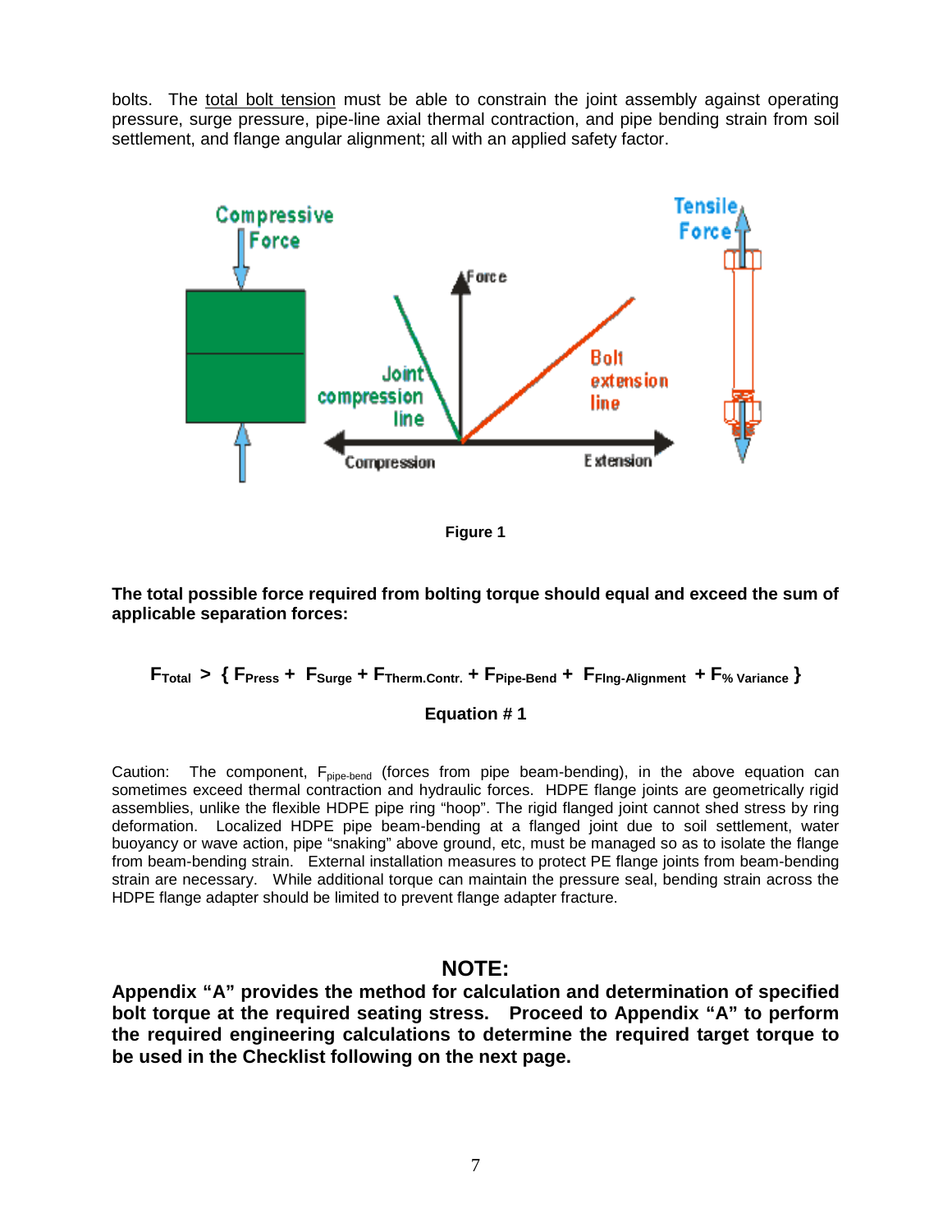bolts. The total bolt tension must be able to constrain the joint assembly against operating pressure, surge pressure, pipe-line axial thermal contraction, and pipe bending strain from soil settlement, and flange angular alignment; all with an applied safety factor.

Figure 1

**The total possible force required from bolting torque should equal and exceed the sum of applicable separation forces:**

$$F_{Total} > \{ F_{Press} + F_{Surge} + F_{Therm.Contr.} + F_{Pipe\text{-}Bend} + F_{Flng\text{-}Alignment} + F_{\%\ Variance} \}$$

**Equation # 1**

Caution: The component, $F_{pipe\text{-}bend}$ (forces from pipe beam-bending), in the above equation can sometimes exceed thermal contraction and hydraulic forces. HDPE flange joints are geometrically rigid assemblies, unlike the flexible HDPE pipe ring "hoop". The rigid flanged joint cannot shed stress by ring deformation. Localized HDPE pipe beam-bending at a flanged joint due to soil settlement, water buoyancy or wave action, pipe "snaking" above ground, etc, must be managed so as to isolate the flange from beam-bending strain. External installation measures to protect PE flange joints from beam-bending strain are necessary. While additional torque can maintain the pressure seal, bending strain across the HDPE flange adapter should be limited to prevent flange adapter fracture.

## NOTE:

**Appendix "A" provides the method for calculation and determination of specified bolt torque at the required seating stress. Proceed to Appendix "A" to perform the required engineering calculations to determine the required target torque to be used in the Checklist following on the next page.**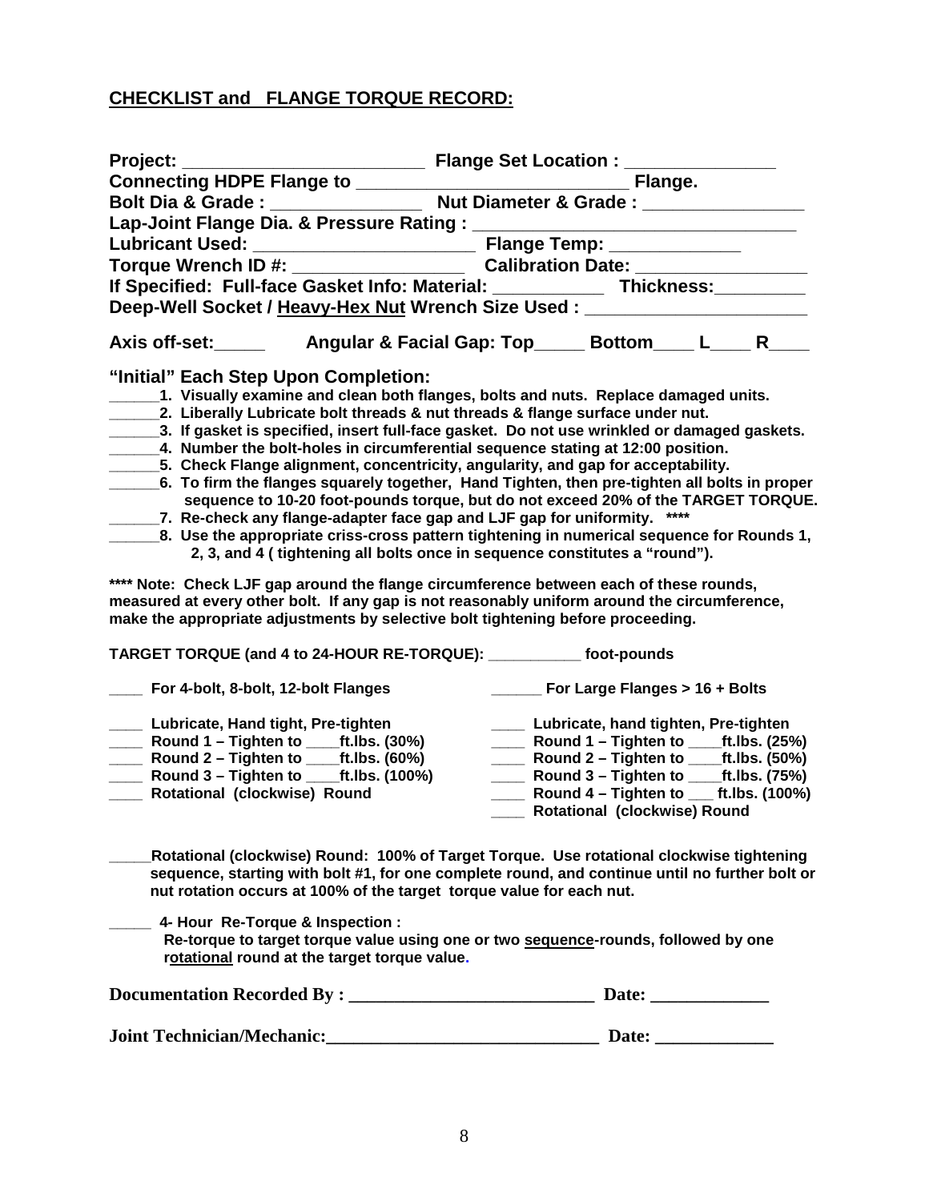## CHECKLIST and FLANGE TORQUE RECORD:

**Project: ________________________ Flange Set Location : _______________**
**Connecting HDPE Flange to ___________________________ Flange.**
**Bolt Dia & Grade : _______________ Nut Diameter & Grade : ________________**
**Lap-Joint Flange Dia. & Pressure Rating : ________________________________**
**Lubricant Used: ______________________ Flange Temp: _____________**
**Torque Wrench ID #: _________________ Calibration Date: _________________**
**If Specified: Full-face Gasket Info: Material: ___________ Thickness:_________**
**Deep-Well Socket / Heavy-Hex Nut Wrench Size Used : ______________________**

**Axis off-set:_____ Angular & Facial Gap: Top_____ Bottom____ L____ R____**

### "Initial" Each Step Upon Completion:

**______1. Visually examine and clean both flanges, bolts and nuts. Replace damaged units.**
**______2. Liberally Lubricate bolt threads & nut threads & flange surface under nut.**
**______3. If gasket is specified, insert full-face gasket. Do not use wrinkled or damaged gaskets.**
**______4. Number the bolt-holes in circumferential sequence stating at 12:00 position.**
**______5. Check Flange alignment, concentricity, angularity, and gap for acceptability.**
**______6. To firm the flanges squarely together, Hand Tighten, then pre-tighten all bolts in proper sequence to 10-20 foot-pounds torque, but do not exceed 20% of the TARGET TORQUE.**
**______7. Re-check any flange-adapter face gap and LJF gap for uniformity. \*\*\*\***
**______8. Use the appropriate criss-cross pattern tightening in numerical sequence for Rounds 1, 2, 3, and 4 ( tightening all bolts once in sequence constitutes a "round").**

**\*\*\*\* Note: Check LJF gap around the flange circumference between each of these rounds, measured at every other bolt. If any gap is not reasonably uniform around the circumference, make the appropriate adjustments by selective bolt tightening before proceeding.**

**TARGET TORQUE (and 4 to 24-HOUR RE-TORQUE): ___________ foot-pounds**

**____ For 4-bolt, 8-bolt, 12-bolt Flanges**

**____ Lubricate, Hand tight, Pre-tighten**
**____ Round 1 – Tighten to ____ft.lbs. (30%)**
**____ Round 2 – Tighten to ____ft.lbs. (60%)**
**____ Round 3 – Tighten to ____ft.lbs. (100%)**
**____ Rotational (clockwise) Round**

**______ For Large Flanges > 16 + Bolts**

**____ Lubricate, hand tighten, Pre-tighten**
**____ Round 1 – Tighten to ____ft.lbs. (25%)**
**____ Round 2 – Tighten to ____ft.lbs. (50%)**
**____ Round 3 – Tighten to ____ft.lbs. (75%)**
**____ Round 4 – Tighten to ___ ft.lbs. (100%)**
**____ Rotational (clockwise) Round**

**_____Rotational (clockwise) Round: 100% of Target Torque. Use rotational clockwise tightening sequence, starting with bolt #1, for one complete round, and continue until no further bolt or nut rotation occurs at 100% of the target torque value for each nut.**

**_____ 4- Hour Re-Torque & Inspection :**
**Re-torque to target torque value using one or two <u>sequence</u>-rounds, followed by one <u>rotational</u> round at the target torque value.**

**Documentation Recorded By : ___________________________ Date: _____________**

**Joint Technician/Mechanic:______________________________ Date: _____________**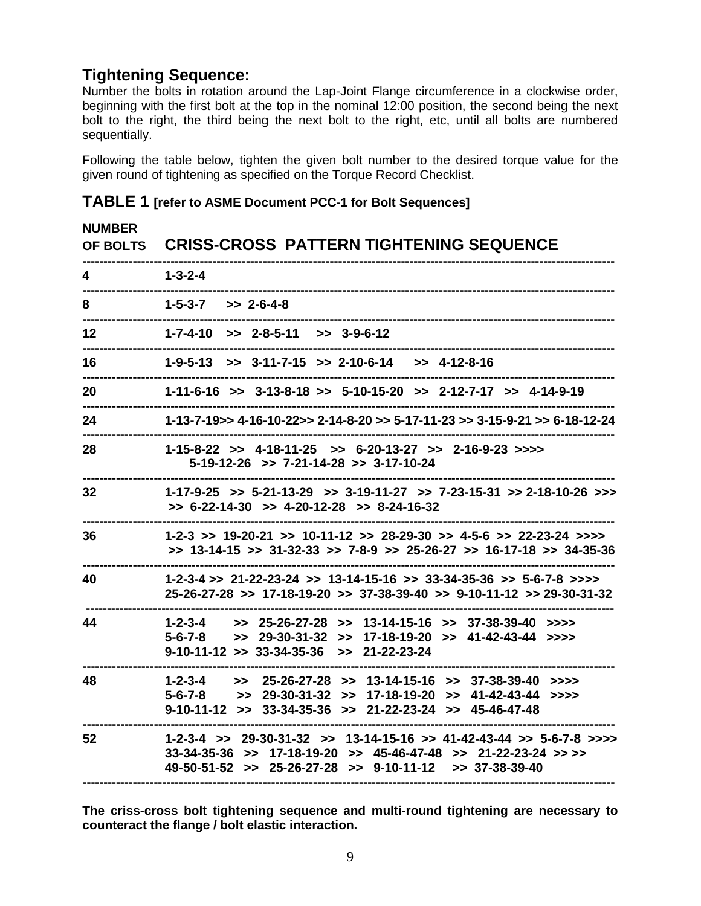## Tightening Sequence:

Number the bolts in rotation around the Lap-Joint Flange circumference in a clockwise order, beginning with the first bolt at the top in the nominal 12:00 position, the second being the next bolt to the right, the third being the next bolt to the right, etc, until all bolts are numbered sequentially.

Following the table below, tighten the given bolt number to the desired torque value for the given round of tightening as specified on the Torque Record Checklist.

## TABLE 1 [refer to ASME Document PCC-1 for Bolt Sequences]

| NUMBER OF BOLTS | CRISS-CROSS PATTERN TIGHTENING SEQUENCE |
|---|---|
| 4 | 1-3-2-4 |
| 8 | 1-5-3-7 >> 2-6-4-8 |
| 12 | 1-7-4-10 >> 2-8-5-11 >> 3-9-6-12 |
| 16 | 1-9-5-13 >> 3-11-7-15 >> 2-10-6-14 >> 4-12-8-16 |
| 20 | 1-11-6-16 >> 3-13-8-18 >> 5-10-15-20 >> 2-12-7-17 >> 4-14-9-19 |
| 24 | 1-13-7-19>> 4-16-10-22>> 2-14-8-20 >> 5-17-11-23 >> 3-15-9-21 >> 6-18-12-24 |
| 28 | 1-15-8-22 >> 4-18-11-25 >> 6-20-13-27 >> 2-16-9-23 >>>> 5-19-12-26 >> 7-21-14-28 >> 3-17-10-24 |
| 32 | 1-17-9-25 >> 5-21-13-29 >> 3-19-11-27 >> 7-23-15-31 >> 2-18-10-26 >>> >> 6-22-14-30 >> 4-20-12-28 >> 8-24-16-32 |
| 36 | 1-2-3 >> 19-20-21 >> 10-11-12 >> 28-29-30 >> 4-5-6 >> 22-23-24 >>>> >> 13-14-15 >> 31-32-33 >> 7-8-9 >> 25-26-27 >> 16-17-18 >> 34-35-36 |
| 40 | 1-2-3-4 >> 21-22-23-24 >> 13-14-15-16 >> 33-34-35-36 >> 5-6-7-8 >>>> 25-26-27-28 >> 17-18-19-20 >> 37-38-39-40 >> 9-10-11-12 >> 29-30-31-32 |
| 44 | 1-2-3-4 >> 25-26-27-28 >> 13-14-15-16 >> 37-38-39-40 >>>> 5-6-7-8 >> 29-30-31-32 >> 17-18-19-20 >> 41-42-43-44 >>>> 9-10-11-12 >> 33-34-35-36 >> 21-22-23-24 |
| 48 | 1-2-3-4 >> 25-26-27-28 >> 13-14-15-16 >> 37-38-39-40 >>>> 5-6-7-8 >> 29-30-31-32 >> 17-18-19-20 >> 41-42-43-44 >>>> 9-10-11-12 >> 33-34-35-36 >> 21-22-23-24 >> 45-46-47-48 |
| 52 | 1-2-3-4 >> 29-30-31-32 >> 13-14-15-16 >> 41-42-43-44 >> 5-6-7-8 >>>> 33-34-35-36 >> 17-18-19-20 >> 45-46-47-48 >> 21-22-23-24 >> >> 49-50-51-52 >> 25-26-27-28 >> 9-10-11-12 >> 37-38-39-40 |

**The criss-cross bolt tightening sequence and multi-round tightening are necessary to counteract the flange / bolt elastic interaction.**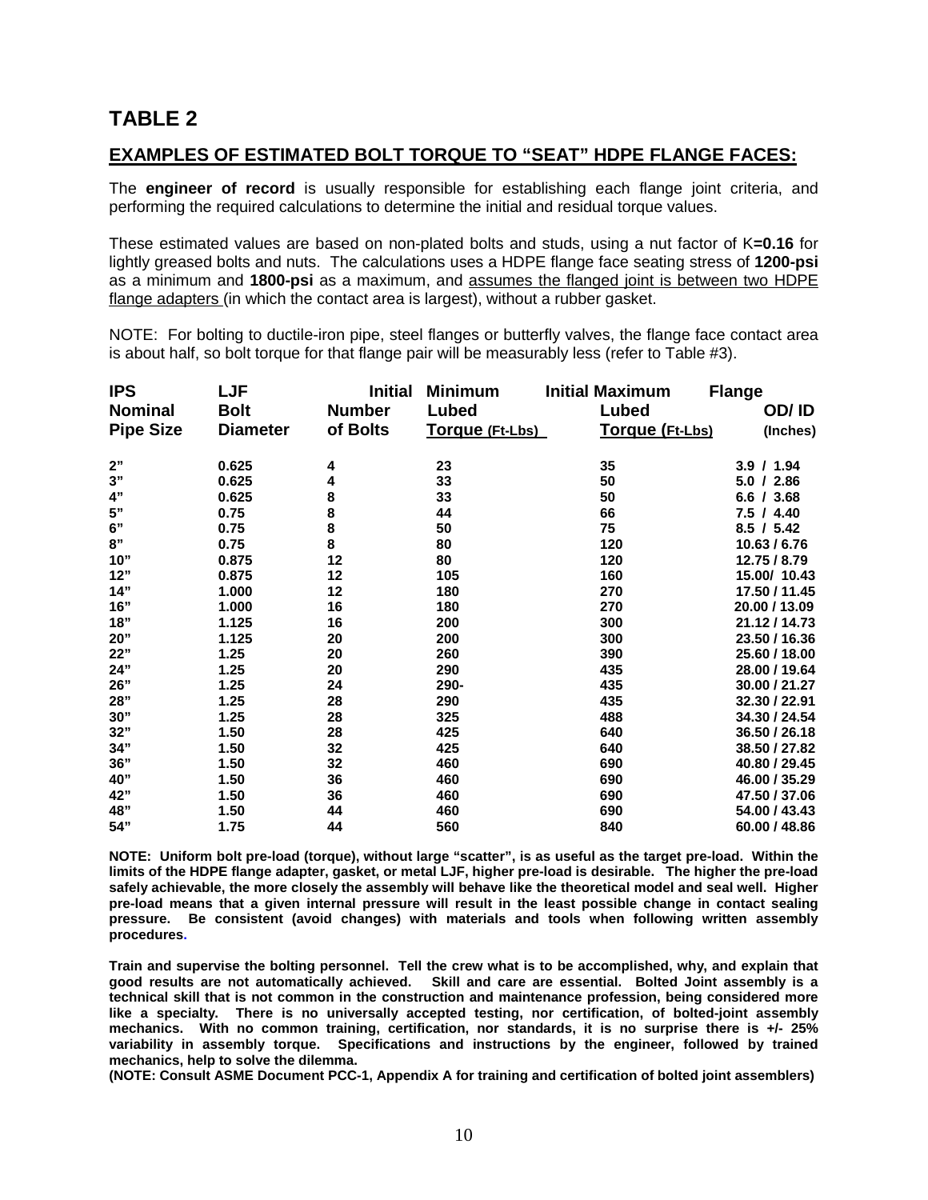# TABLE 2

## EXAMPLES OF ESTIMATED BOLT TORQUE TO "SEAT" HDPE FLANGE FACES:

The **engineer of record** is usually responsible for establishing each flange joint criteria, and performing the required calculations to determine the initial and residual torque values.

These estimated values are based on non-plated bolts and studs, using a nut factor of K**=0.16** for lightly greased bolts and nuts. The calculations uses a HDPE flange face seating stress of **1200-psi** as a minimum and **1800-psi** as a maximum, and assumes the flanged joint is between two HDPE flange adapters (in which the contact area is largest), without a rubber gasket.

NOTE: For bolting to ductile-iron pipe, steel flanges or butterfly valves, the flange face contact area is about half, so bolt torque for that flange pair will be measurably less (refer to Table #3).

| IPS Nominal Pipe Size | LJF Bolt Diameter | Initial Number of Bolts | Minimum Lubed Torque (Ft-Lbs) | Initial Maximum Lubed Torque (Ft-Lbs) | Flange OD/ ID (Inches) |
|---|---|---|---|---|---|
| 2" | 0.625 | 4 | 23 | 35 | 3.9 / 1.94 |
| 3" | 0.625 | 4 | 33 | 50 | 5.0 / 2.86 |
| 4" | 0.625 | 8 | 33 | 50 | 6.6 / 3.68 |
| 5" | 0.75 | 8 | 44 | 66 | 7.5 / 4.40 |
| 6" | 0.75 | 8 | 50 | 75 | 8.5 / 5.42 |
| 8" | 0.75 | 8 | 80 | 120 | 10.63 / 6.76 |
| 10" | 0.875 | 12 | 80 | 120 | 12.75 / 8.79 |
| 12" | 0.875 | 12 | 105 | 160 | 15.00/ 10.43 |
| 14" | 1.000 | 12 | 180 | 270 | 17.50 / 11.45 |
| 16" | 1.000 | 16 | 180 | 270 | 20.00 / 13.09 |
| 18" | 1.125 | 16 | 200 | 300 | 21.12 / 14.73 |
| 20" | 1.125 | 20 | 200 | 300 | 23.50 / 16.36 |
| 22" | 1.25 | 20 | 260 | 390 | 25.60 / 18.00 |
| 24" | 1.25 | 20 | 290 | 435 | 28.00 / 19.64 |
| 26" | 1.25 | 24 | 290- | 435 | 30.00 / 21.27 |
| 28" | 1.25 | 28 | 290 | 435 | 32.30 / 22.91 |
| 30" | 1.25 | 28 | 325 | 488 | 34.30 / 24.54 |
| 32" | 1.50 | 28 | 425 | 640 | 36.50 / 26.18 |
| 34" | 1.50 | 32 | 425 | 640 | 38.50 / 27.82 |
| 36" | 1.50 | 32 | 460 | 690 | 40.80 / 29.45 |
| 40" | 1.50 | 36 | 460 | 690 | 46.00 / 35.29 |
| 42" | 1.50 | 36 | 460 | 690 | 47.50 / 37.06 |
| 48" | 1.50 | 44 | 460 | 690 | 54.00 / 43.43 |
| 54" | 1.75 | 44 | 560 | 840 | 60.00 / 48.86 |

**NOTE: Uniform bolt pre-load (torque), without large "scatter", is as useful as the target pre-load. Within the limits of the HDPE flange adapter, gasket, or metal LJF, higher pre-load is desirable. The higher the pre-load safely achievable, the more closely the assembly will behave like the theoretical model and seal well. Higher pre-load means that a given internal pressure will result in the least possible change in contact sealing pressure. Be consistent (avoid changes) with materials and tools when following written assembly procedures.**

**Train and supervise the bolting personnel. Tell the crew what is to be accomplished, why, and explain that good results are not automatically achieved. Skill and care are essential. Bolted Joint assembly is a technical skill that is not common in the construction and maintenance profession, being considered more like a specialty. There is no universally accepted testing, nor certification, of bolted-joint assembly mechanics. With no common training, certification, nor standards, it is no surprise there is +/- 25% variability in assembly torque. Specifications and instructions by the engineer, followed by trained mechanics, help to solve the dilemma.**
**(NOTE: Consult ASME Document PCC-1, Appendix A for training and certification of bolted joint assemblers)**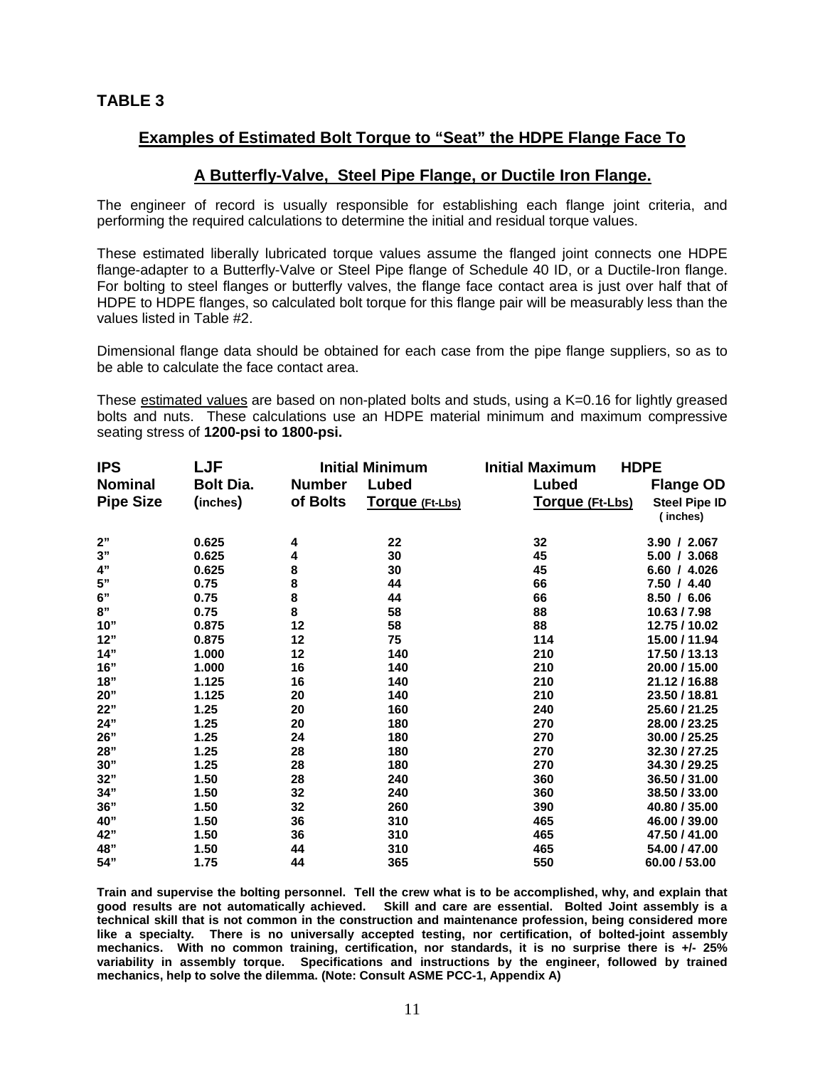**TABLE 3**

## Examples of Estimated Bolt Torque to "Seat" the HDPE Flange Face To

## A Butterfly-Valve, Steel Pipe Flange, or Ductile Iron Flange.

The engineer of record is usually responsible for establishing each flange joint criteria, and performing the required calculations to determine the initial and residual torque values.

These estimated liberally lubricated torque values assume the flanged joint connects one HDPE flange-adapter to a Butterfly-Valve or Steel Pipe flange of Schedule 40 ID, or a Ductile-Iron flange. For bolting to steel flanges or butterfly valves, the flange face contact area is just over half that of HDPE to HDPE flanges, so calculated bolt torque for this flange pair will be measurably less than the values listed in Table #2.

Dimensional flange data should be obtained for each case from the pipe flange suppliers, so as to be able to calculate the face contact area.

These estimated values are based on non-plated bolts and studs, using a K=0.16 for lightly greased bolts and nuts. These calculations use an HDPE material minimum and maximum compressive seating stress of **1200-psi to 1800-psi.**

| IPS Nominal Pipe Size | LJF Bolt Dia. (inches) | Number of Bolts | Initial Minimum Lubed Torque (Ft-Lbs) | Initial Maximum Lubed Torque (Ft-Lbs) | HDPE Flange OD Steel Pipe ID (inches) |
|---|---|---|---|---|---|
| 2" | 0.625 | 4 | 22 | 32 | 3.90 / 2.067 |
| 3" | 0.625 | 4 | 30 | 45 | 5.00 / 3.068 |
| 4" | 0.625 | 8 | 30 | 45 | 6.60 / 4.026 |
| 5" | 0.75 | 8 | 44 | 66 | 7.50 / 4.40 |
| 6" | 0.75 | 8 | 44 | 66 | 8.50 / 6.06 |
| 8" | 0.75 | 8 | 58 | 88 | 10.63 / 7.98 |
| 10" | 0.875 | 12 | 58 | 88 | 12.75 / 10.02 |
| 12" | 0.875 | 12 | 75 | 114 | 15.00 / 11.94 |
| 14" | 1.000 | 12 | 140 | 210 | 17.50 / 13.13 |
| 16" | 1.000 | 16 | 140 | 210 | 20.00 / 15.00 |
| 18" | 1.125 | 16 | 140 | 210 | 21.12 / 16.88 |
| 20" | 1.125 | 20 | 140 | 210 | 23.50 / 18.81 |
| 22" | 1.25 | 20 | 160 | 240 | 25.60 / 21.25 |
| 24" | 1.25 | 20 | 180 | 270 | 28.00 / 23.25 |
| 26" | 1.25 | 24 | 180 | 270 | 30.00 / 25.25 |
| 28" | 1.25 | 28 | 180 | 270 | 32.30 / 27.25 |
| 30" | 1.25 | 28 | 180 | 270 | 34.30 / 29.25 |
| 32" | 1.50 | 28 | 240 | 360 | 36.50 / 31.00 |
| 34" | 1.50 | 32 | 240 | 360 | 38.50 / 33.00 |
| 36" | 1.50 | 32 | 260 | 390 | 40.80 / 35.00 |
| 40" | 1.50 | 36 | 310 | 465 | 46.00 / 39.00 |
| 42" | 1.50 | 36 | 310 | 465 | 47.50 / 41.00 |
| 48" | 1.50 | 44 | 310 | 465 | 54.00 / 47.00 |
| 54" | 1.75 | 44 | 365 | 550 | 60.00 / 53.00 |

**Train and supervise the bolting personnel. Tell the crew what is to be accomplished, why, and explain that good results are not automatically achieved. Skill and care are essential. Bolted Joint assembly is a technical skill that is not common in the construction and maintenance profession, being considered more like a specialty. There is no universally accepted testing, nor certification, of bolted-joint assembly mechanics. With no common training, certification, nor standards, it is no surprise there is +/- 25% variability in assembly torque. Specifications and instructions by the engineer, followed by trained mechanics, help to solve the dilemma. (Note: Consult ASME PCC-1, Appendix A)**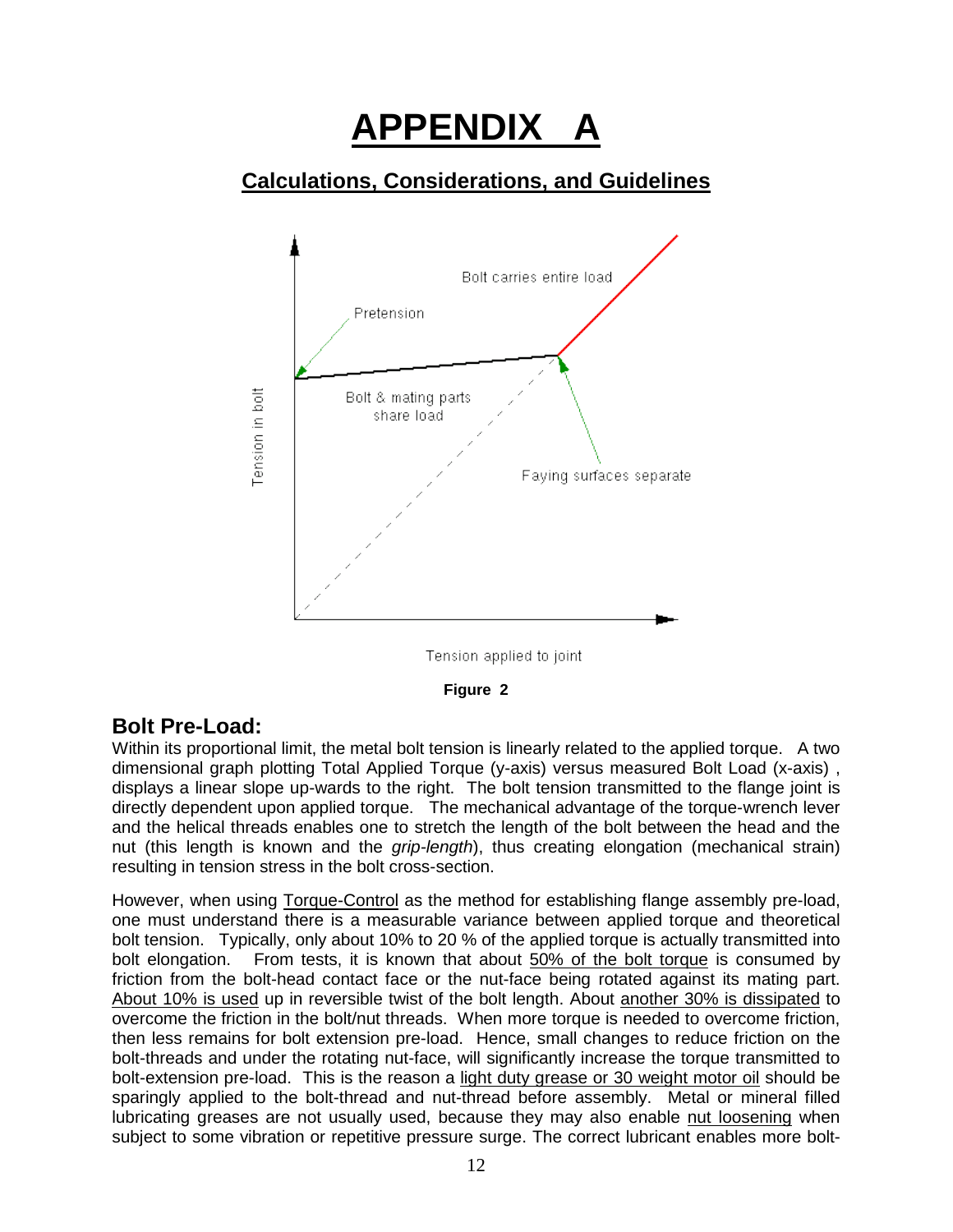# APPENDIX A

## Calculations, Considerations, and Guidelines

Figure 2

### Bolt Pre-Load:

Within its proportional limit, the metal bolt tension is linearly related to the applied torque. A two dimensional graph plotting Total Applied Torque (y-axis) versus measured Bolt Load (x-axis) , displays a linear slope up-wards to the right. The bolt tension transmitted to the flange joint is directly dependent upon applied torque. The mechanical advantage of the torque-wrench lever and the helical threads enables one to stretch the length of the bolt between the head and the nut (this length is known and the *grip-length*), thus creating elongation (mechanical strain) resulting in tension stress in the bolt cross-section.

However, when using Torque-Control as the method for establishing flange assembly pre-load, one must understand there is a measurable variance between applied torque and theoretical bolt tension. Typically, only about 10% to 20 % of the applied torque is actually transmitted into bolt elongation. From tests, it is known that about 50% of the bolt torque is consumed by friction from the bolt-head contact face or the nut-face being rotated against its mating part. About 10% is used up in reversible twist of the bolt length. About another 30% is dissipated to overcome the friction in the bolt/nut threads. When more torque is needed to overcome friction, then less remains for bolt extension pre-load. Hence, small changes to reduce friction on the bolt-threads and under the rotating nut-face, will significantly increase the torque transmitted to bolt-extension pre-load. This is the reason a light duty grease or 30 weight motor oil should be sparingly applied to the bolt-thread and nut-thread before assembly. Metal or mineral filled lubricating greases are not usually used, because they may also enable nut loosening when subject to some vibration or repetitive pressure surge. The correct lubricant enables more bolt-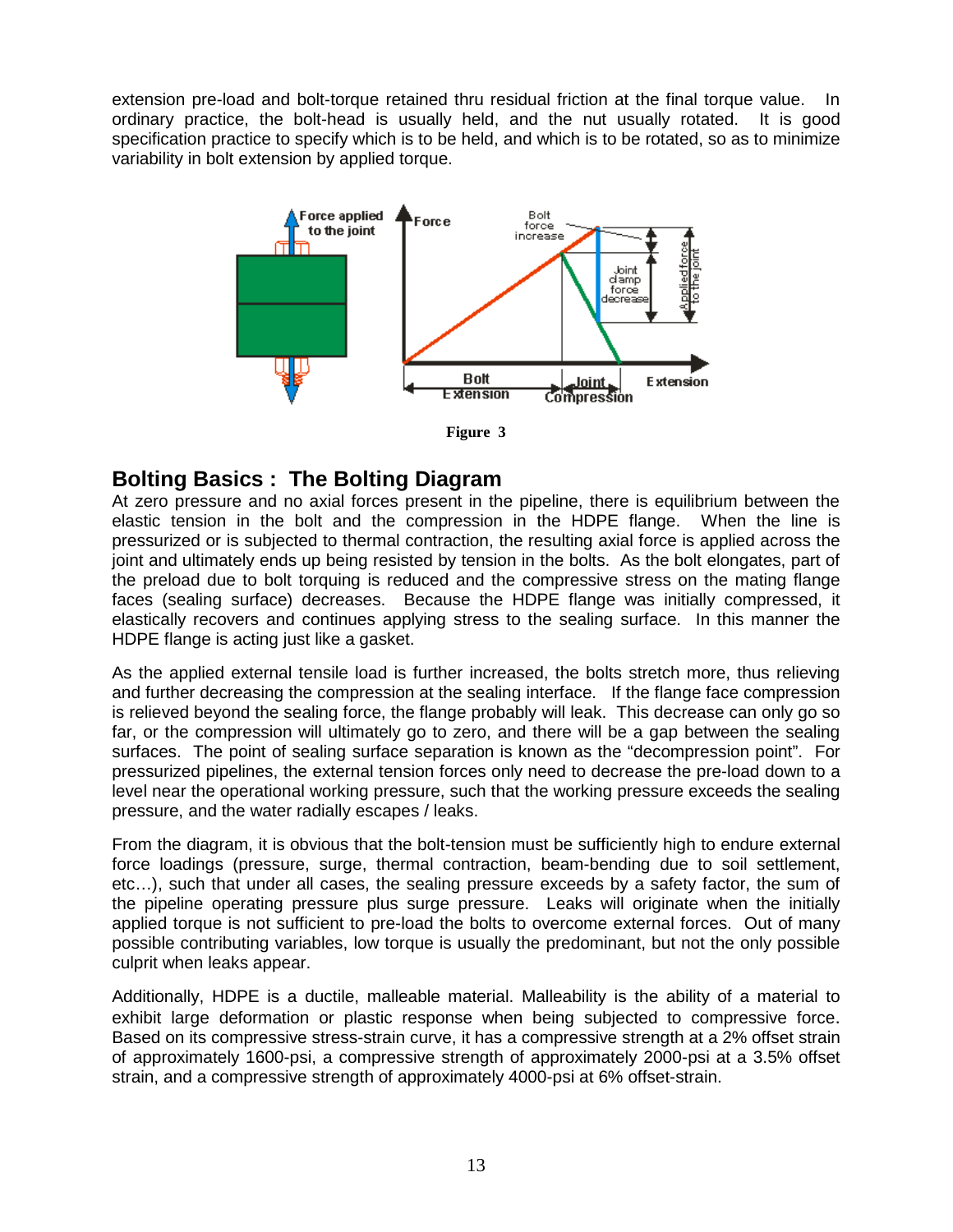extension pre-load and bolt-torque retained thru residual friction at the final torque value. In ordinary practice, the bolt-head is usually held, and the nut usually rotated. It is good specification practice to specify which is to be held, and which is to be rotated, so as to minimize variability in bolt extension by applied torque.

Figure 3

## Bolting Basics : The Bolting Diagram

At zero pressure and no axial forces present in the pipeline, there is equilibrium between the elastic tension in the bolt and the compression in the HDPE flange. When the line is pressurized or is subjected to thermal contraction, the resulting axial force is applied across the joint and ultimately ends up being resisted by tension in the bolts. As the bolt elongates, part of the preload due to bolt torquing is reduced and the compressive stress on the mating flange faces (sealing surface) decreases. Because the HDPE flange was initially compressed, it elastically recovers and continues applying stress to the sealing surface. In this manner the HDPE flange is acting just like a gasket.

As the applied external tensile load is further increased, the bolts stretch more, thus relieving and further decreasing the compression at the sealing interface. If the flange face compression is relieved beyond the sealing force, the flange probably will leak. This decrease can only go so far, or the compression will ultimately go to zero, and there will be a gap between the sealing surfaces. The point of sealing surface separation is known as the "decompression point". For pressurized pipelines, the external tension forces only need to decrease the pre-load down to a level near the operational working pressure, such that the working pressure exceeds the sealing pressure, and the water radially escapes / leaks.

From the diagram, it is obvious that the bolt-tension must be sufficiently high to endure external force loadings (pressure, surge, thermal contraction, beam-bending due to soil settlement, etc…), such that under all cases, the sealing pressure exceeds by a safety factor, the sum of the pipeline operating pressure plus surge pressure. Leaks will originate when the initially applied torque is not sufficient to pre-load the bolts to overcome external forces. Out of many possible contributing variables, low torque is usually the predominant, but not the only possible culprit when leaks appear.

Additionally, HDPE is a ductile, malleable material. Malleability is the ability of a material to exhibit large deformation or plastic response when being subjected to compressive force. Based on its compressive stress-strain curve, it has a compressive strength at a 2% offset strain of approximately 1600-psi, a compressive strength of approximately 2000-psi at a 3.5% offset strain, and a compressive strength of approximately 4000-psi at 6% offset-strain.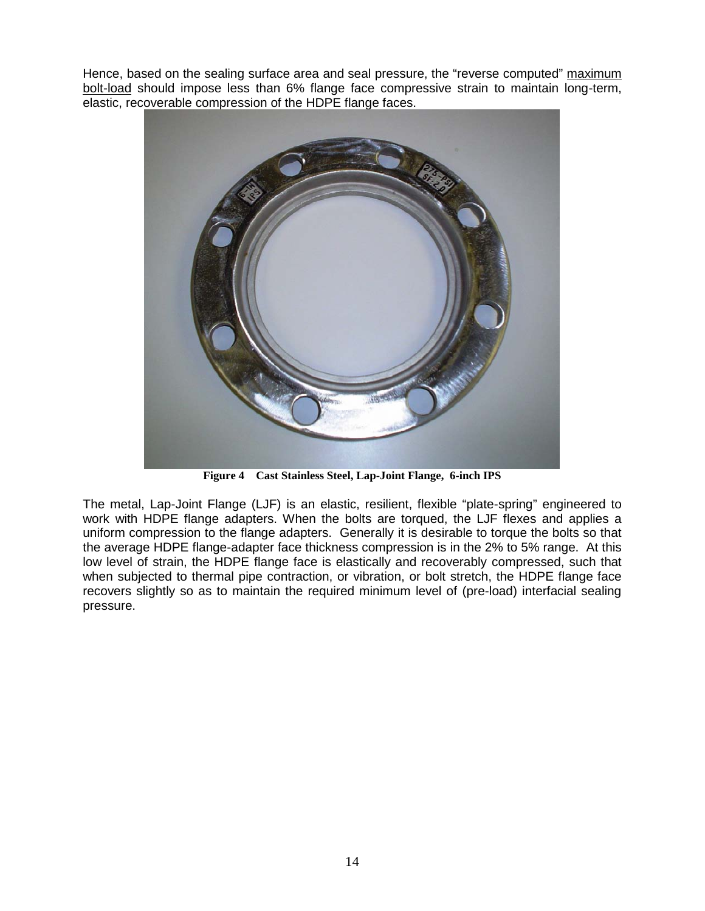Hence, based on the sealing surface area and seal pressure, the "reverse computed" maximum bolt-load should impose less than 6% flange face compressive strain to maintain long-term, elastic, recoverable compression of the HDPE flange faces.

**Figure 4 Cast Stainless Steel, Lap-Joint Flange, 6-inch IPS**

The metal, Lap-Joint Flange (LJF) is an elastic, resilient, flexible "plate-spring" engineered to work with HDPE flange adapters. When the bolts are torqued, the LJF flexes and applies a uniform compression to the flange adapters. Generally it is desirable to torque the bolts so that the average HDPE flange-adapter face thickness compression is in the 2% to 5% range. At this low level of strain, the HDPE flange face is elastically and recoverably compressed, such that when subjected to thermal pipe contraction, or vibration, or bolt stretch, the HDPE flange face recovers slightly so as to maintain the required minimum level of (pre-load) interfacial sealing pressure.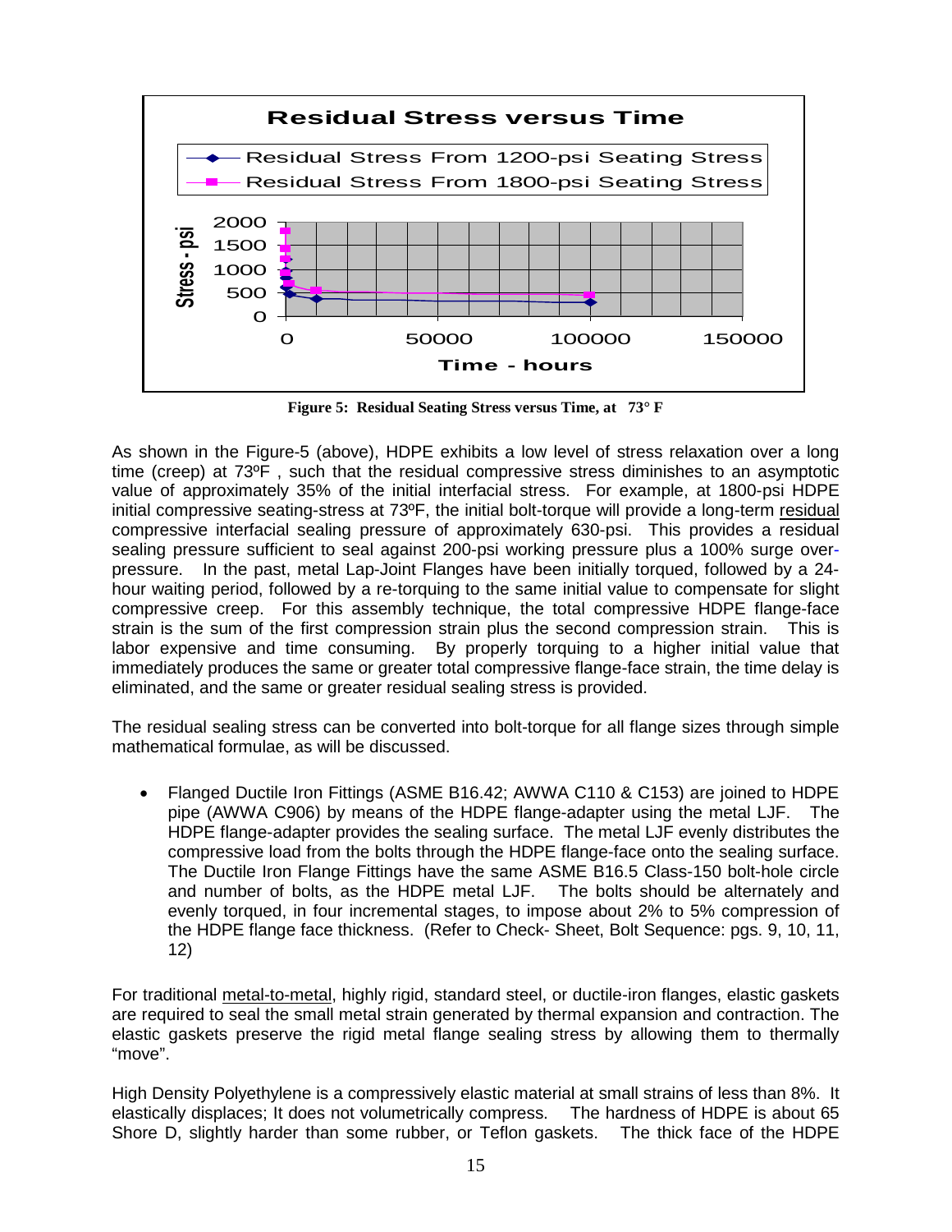Residual Stress versus Time

- Residual Stress From 1200-psi Seating Stress
- Residual Stress From 1800-psi Seating Stress

Stress - psi

Time - hours

**Figure 5: Residual Seating Stress versus Time, at 73° F**

As shown in the Figure-5 (above), HDPE exhibits a low level of stress relaxation over a long time (creep) at 73ºF , such that the residual compressive stress diminishes to an asymptotic value of approximately 35% of the initial interfacial stress. For example, at 1800-psi HDPE initial compressive seating-stress at 73ºF, the initial bolt-torque will provide a long-term residual compressive interfacial sealing pressure of approximately 630-psi. This provides a residual sealing pressure sufficient to seal against 200-psi working pressure plus a 100% surge over-pressure. In the past, metal Lap-Joint Flanges have been initially torqued, followed by a 24-hour waiting period, followed by a re-torquing to the same initial value to compensate for slight compressive creep. For this assembly technique, the total compressive HDPE flange-face strain is the sum of the first compression strain plus the second compression strain. This is labor expensive and time consuming. By properly torquing to a higher initial value that immediately produces the same or greater total compressive flange-face strain, the time delay is eliminated, and the same or greater residual sealing stress is provided.

The residual sealing stress can be converted into bolt-torque for all flange sizes through simple mathematical formulae, as will be discussed.

- Flanged Ductile Iron Fittings (ASME B16.42; AWWA C110 & C153) are joined to HDPE pipe (AWWA C906) by means of the HDPE flange-adapter using the metal LJF. The HDPE flange-adapter provides the sealing surface. The metal LJF evenly distributes the compressive load from the bolts through the HDPE flange-face onto the sealing surface. The Ductile Iron Flange Fittings have the same ASME B16.5 Class-150 bolt-hole circle and number of bolts, as the HDPE metal LJF. The bolts should be alternately and evenly torqued, in four incremental stages, to impose about 2% to 5% compression of the HDPE flange face thickness. (Refer to Check- Sheet, Bolt Sequence: pgs. 9, 10, 11, 12)

For traditional metal-to-metal, highly rigid, standard steel, or ductile-iron flanges, elastic gaskets are required to seal the small metal strain generated by thermal expansion and contraction. The elastic gaskets preserve the rigid metal flange sealing stress by allowing them to thermally "move".

High Density Polyethylene is a compressively elastic material at small strains of less than 8%. It elastically displaces; It does not volumetrically compress. The hardness of HDPE is about 65 Shore D, slightly harder than some rubber, or Teflon gaskets. The thick face of the HDPE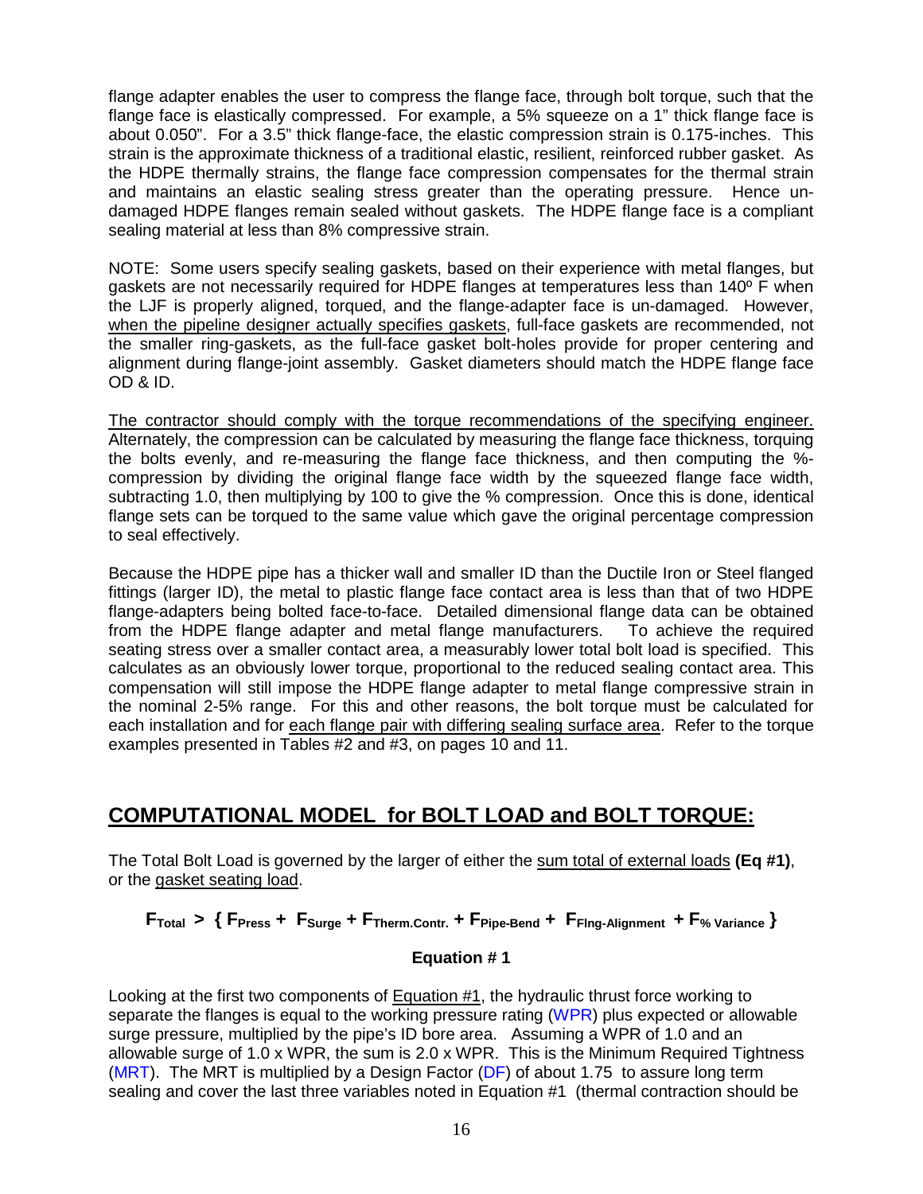flange adapter enables the user to compress the flange face, through bolt torque, such that the flange face is elastically compressed. For example, a 5% squeeze on a 1" thick flange face is about 0.050". For a 3.5" thick flange-face, the elastic compression strain is 0.175-inches. This strain is the approximate thickness of a traditional elastic, resilient, reinforced rubber gasket. As the HDPE thermally strains, the flange face compression compensates for the thermal strain and maintains an elastic sealing stress greater than the operating pressure. Hence un-damaged HDPE flanges remain sealed without gaskets. The HDPE flange face is a compliant sealing material at less than 8% compressive strain.

NOTE: Some users specify sealing gaskets, based on their experience with metal flanges, but gaskets are not necessarily required for HDPE flanges at temperatures less than 140º F when the LJF is properly aligned, torqued, and the flange-adapter face is un-damaged. However, <u>when the pipeline designer actually specifies gaskets</u>, full-face gaskets are recommended, not the smaller ring-gaskets, as the full-face gasket bolt-holes provide for proper centering and alignment during flange-joint assembly. Gasket diameters should match the HDPE flange face OD & ID.

<u>The contractor should comply with the torque recommendations of the specifying engineer.</u> Alternately, the compression can be calculated by measuring the flange face thickness, torquing the bolts evenly, and re-measuring the flange face thickness, and then computing the %-compression by dividing the original flange face width by the squeezed flange face width, subtracting 1.0, then multiplying by 100 to give the % compression. Once this is done, identical flange sets can be torqued to the same value which gave the original percentage compression to seal effectively.

Because the HDPE pipe has a thicker wall and smaller ID than the Ductile Iron or Steel flanged fittings (larger ID), the metal to plastic flange face contact area is less than that of two HDPE flange-adapters being bolted face-to-face. Detailed dimensional flange data can be obtained from the HDPE flange adapter and metal flange manufacturers. To achieve the required seating stress over a smaller contact area, a measurably lower total bolt load is specified. This calculates as an obviously lower torque, proportional to the reduced sealing contact area. This compensation will still impose the HDPE flange adapter to metal flange compressive strain in the nominal 2-5% range. For this and other reasons, the bolt torque must be calculated for each installation and for <u>each flange pair with differing sealing surface area</u>. Refer to the torque examples presented in Tables #2 and #3, on pages 10 and 11.

## <u>COMPUTATIONAL MODEL for BOLT LOAD and BOLT TORQUE:</u>

The Total Bolt Load is governed by the larger of either the <u>sum total of external loads</u> **(Eq #1)**, or the <u>gasket seating load</u>.

$$F_{Total} > \{ F_{Press} + F_{Surge} + F_{Therm.Contr.} + F_{Pipe\text{-}Bend} + F_{Flng\text{-}Alignment} + F_{\%\ Variance} \}$$

**Equation # 1**

Looking at the first two components of <u>Equation #1</u>, the hydraulic thrust force working to separate the flanges is equal to the working pressure rating (WPR) plus expected or allowable surge pressure, multiplied by the pipe's ID bore area. Assuming a WPR of 1.0 and an allowable surge of 1.0 x WPR, the sum is 2.0 x WPR. This is the Minimum Required Tightness (MRT). The MRT is multiplied by a Design Factor (DF) of about 1.75 to assure long term sealing and cover the last three variables noted in Equation #1 (thermal contraction should be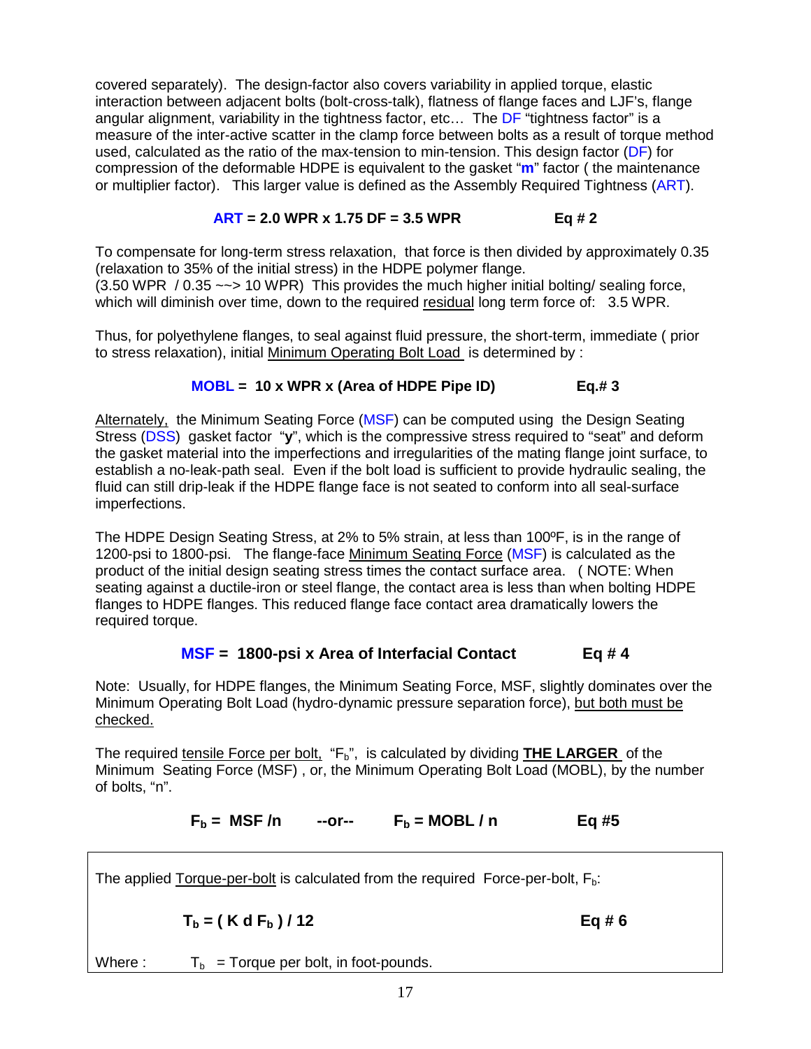covered separately). The design-factor also covers variability in applied torque, elastic interaction between adjacent bolts (bolt-cross-talk), flatness of flange faces and LJF's, flange angular alignment, variability in the tightness factor, etc… The DF "tightness factor" is a measure of the inter-active scatter in the clamp force between bolts as a result of torque method used, calculated as the ratio of the max-tension to min-tension. This design factor (DF) for compression of the deformable HDPE is equivalent to the gasket "**m**" factor ( the maintenance or multiplier factor). This larger value is defined as the Assembly Required Tightness (ART).

**ART = 2.0 WPR x 1.75 DF = 3.5 WPR** **Eq # 2**

To compensate for long-term stress relaxation, that force is then divided by approximately 0.35 (relaxation to 35% of the initial stress) in the HDPE polymer flange.
(3.50 WPR / 0.35 ~~> 10 WPR) This provides the much higher initial bolting/ sealing force, which will diminish over time, down to the required residual long term force of: 3.5 WPR.

Thus, for polyethylene flanges, to seal against fluid pressure, the short-term, immediate ( prior to stress relaxation), initial Minimum Operating Bolt Load is determined by :

**MOBL = 10 x WPR x (Area of HDPE Pipe ID)** **Eq.# 3**

Alternately, the Minimum Seating Force (MSF) can be computed using the Design Seating Stress (DSS) gasket factor "**y**", which is the compressive stress required to "seat" and deform the gasket material into the imperfections and irregularities of the mating flange joint surface, to establish a no-leak-path seal. Even if the bolt load is sufficient to provide hydraulic sealing, the fluid can still drip-leak if the HDPE flange face is not seated to conform into all seal-surface imperfections.

The HDPE Design Seating Stress, at 2% to 5% strain, at less than 100ºF, is in the range of 1200-psi to 1800-psi. The flange-face Minimum Seating Force (MSF) is calculated as the product of the initial design seating stress times the contact surface area. ( NOTE: When seating against a ductile-iron or steel flange, the contact area is less than when bolting HDPE flanges to HDPE flanges. This reduced flange face contact area dramatically lowers the required torque.

**MSF = 1800-psi x Area of Interfacial Contact** **Eq # 4**

Note: Usually, for HDPE flanges, the Minimum Seating Force, MSF, slightly dominates over the Minimum Operating Bolt Load (hydro-dynamic pressure separation force), but both must be checked.

The required tensile Force per bolt, "$F_b$", is calculated by dividing **THE LARGER** of the Minimum Seating Force (MSF) , or, the Minimum Operating Bolt Load (MOBL), by the number of bolts, "n".

$$F_b = MSF / n \quad \text{--or--} \quad F_b = MOBL / n \qquad \textbf{Eq \#5}$$

The applied Torque-per-bolt is calculated from the required Force-per-bolt, $F_b$:

$$T_b = ( K\, d\, F_b ) / 12 \qquad \textbf{Eq \# 6}$$

Where : $T_b$ = Torque per bolt, in foot-pounds.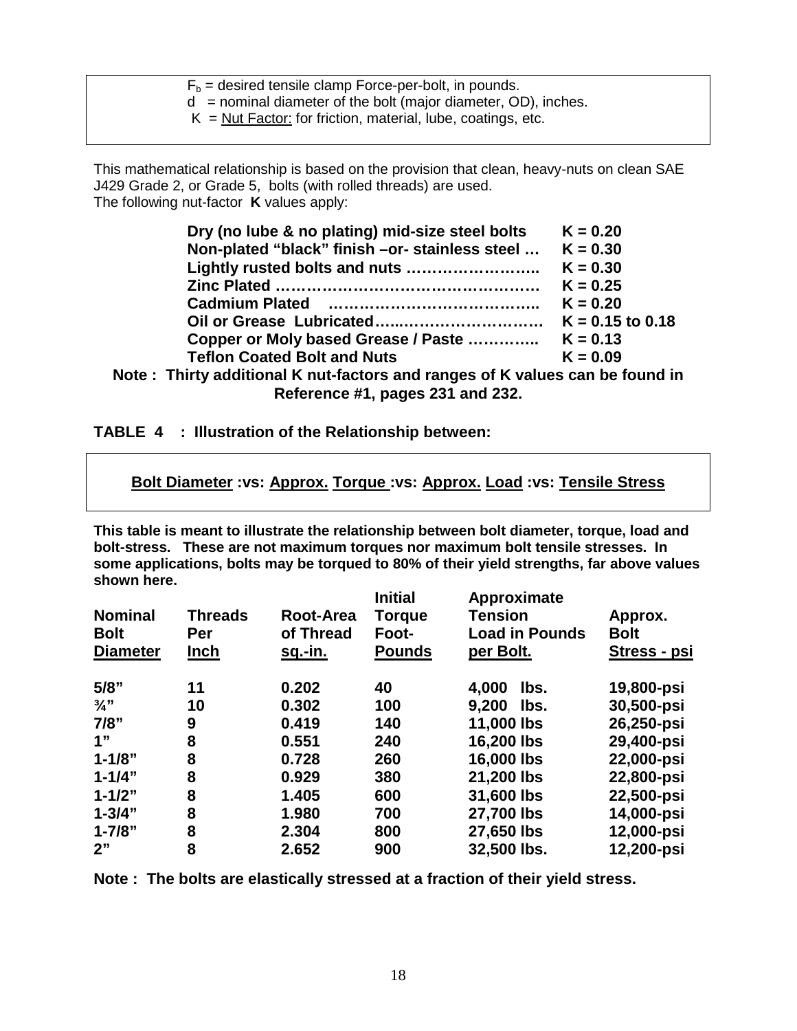$F_b$ = desired tensile clamp Force-per-bolt, in pounds.
d = nominal diameter of the bolt (major diameter, OD), inches.
K = Nut Factor: for friction, material, lube, coatings, etc.

This mathematical relationship is based on the provision that clean, heavy-nuts on clean SAE J429 Grade 2, or Grade 5, bolts (with rolled threads) are used.
The following nut-factor **K** values apply:

| | |
|---|---|
| **Dry (no lube & no plating) mid-size steel bolts** | **K = 0.20** |
| **Non-plated "black" finish –or- stainless steel …** | **K = 0.30** |
| **Lightly rusted bolts and nuts ……………………..** | **K = 0.30** |
| **Zinc Plated ……………………………………………** | **K = 0.25** |
| **Cadmium Plated …………………………………..** | **K = 0.20** |
| **Oil or Grease Lubricated……………………………** | **K = 0.15 to 0.18** |
| **Copper or Moly based Grease / Paste …………..** | **K = 0.13** |
| **Teflon Coated Bolt and Nuts** | **K = 0.09** |

**Note : Thirty additional K nut-factors and ranges of K values can be found in Reference #1, pages 231 and 232.**

**TABLE 4 : Illustration of the Relationship between:**

**Bolt Diameter :vs: Approx. Torque :vs: Approx. Load :vs: Tensile Stress**

**This table is meant to illustrate the relationship between bolt diameter, torque, load and bolt-stress. These are not maximum torques nor maximum bolt tensile stresses. In some applications, bolts may be torqued to 80% of their yield strengths, far above values shown here.**

| Nominal Bolt Diameter | Threads Per Inch | Root-Area of Thread sq.-in. | Initial Torque Foot-Pounds | Approximate Tension Load in Pounds per Bolt. | Approx. Bolt Stress - psi |
|---|---|---|---|---|---|
| 5/8" | 11 | 0.202 | 40 | 4,000 lbs. | 19,800-psi |
| ¾" | 10 | 0.302 | 100 | 9,200 lbs. | 30,500-psi |
| 7/8" | 9 | 0.419 | 140 | 11,000 lbs | 26,250-psi |
| 1" | 8 | 0.551 | 240 | 16,200 lbs | 29,400-psi |
| 1-1/8" | 8 | 0.728 | 260 | 16,000 lbs | 22,000-psi |
| 1-1/4" | 8 | 0.929 | 380 | 21,200 lbs | 22,800-psi |
| 1-1/2" | 8 | 1.405 | 600 | 31,600 lbs | 22,500-psi |
| 1-3/4" | 8 | 1.980 | 700 | 27,700 lbs | 14,000-psi |
| 1-7/8" | 8 | 2.304 | 800 | 27,650 lbs | 12,000-psi |
| 2" | 8 | 2.652 | 900 | 32,500 lbs. | 12,200-psi |

**Note : The bolts are elastically stressed at a fraction of their yield stress.**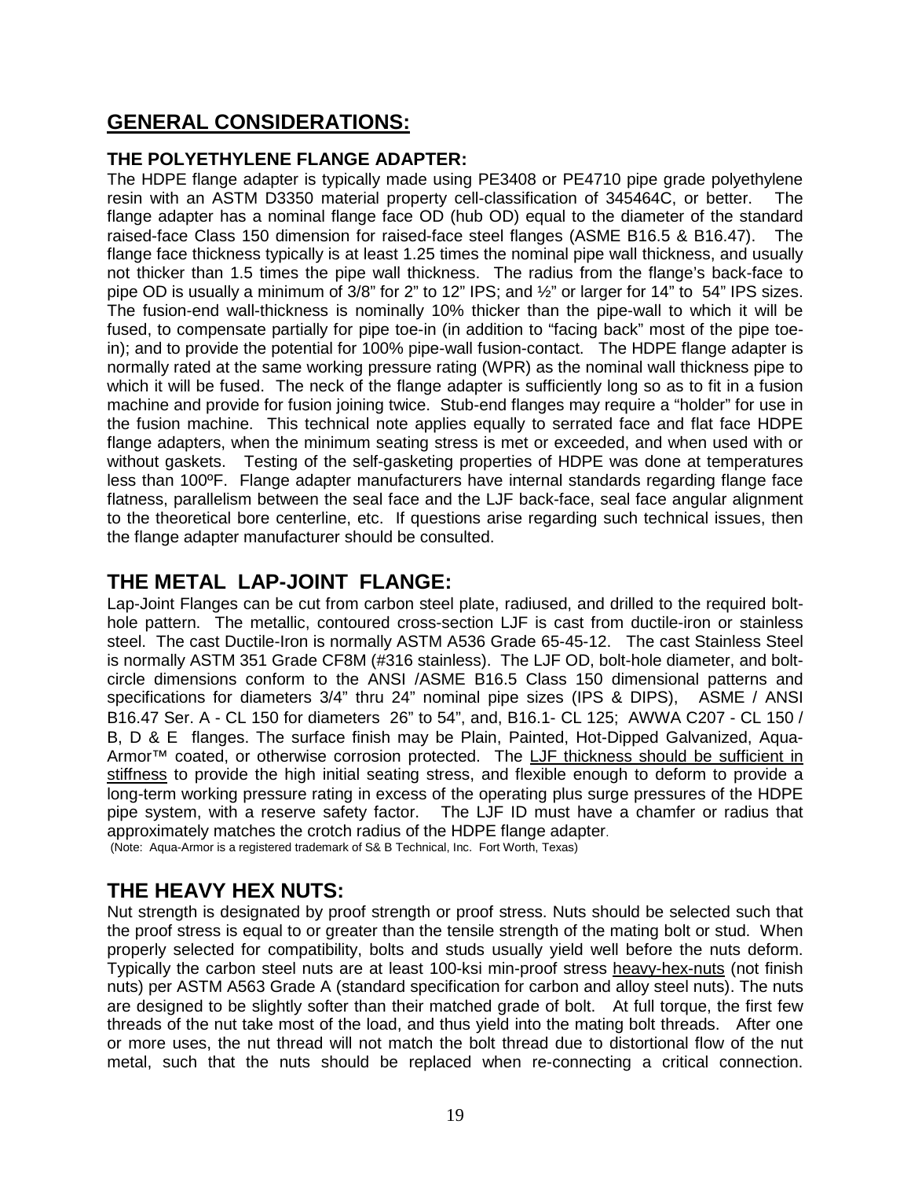## GENERAL CONSIDERATIONS:

### THE POLYETHYLENE FLANGE ADAPTER:

The HDPE flange adapter is typically made using PE3408 or PE4710 pipe grade polyethylene resin with an ASTM D3350 material property cell-classification of 345464C, or better. The flange adapter has a nominal flange face OD (hub OD) equal to the diameter of the standard raised-face Class 150 dimension for raised-face steel flanges (ASME B16.5 & B16.47). The flange face thickness typically is at least 1.25 times the nominal pipe wall thickness, and usually not thicker than 1.5 times the pipe wall thickness. The radius from the flange's back-face to pipe OD is usually a minimum of 3/8" for 2" to 12" IPS; and ½" or larger for 14" to 54" IPS sizes. The fusion-end wall-thickness is nominally 10% thicker than the pipe-wall to which it will be fused, to compensate partially for pipe toe-in (in addition to "facing back" most of the pipe toe-in); and to provide the potential for 100% pipe-wall fusion-contact. The HDPE flange adapter is normally rated at the same working pressure rating (WPR) as the nominal wall thickness pipe to which it will be fused. The neck of the flange adapter is sufficiently long so as to fit in a fusion machine and provide for fusion joining twice. Stub-end flanges may require a "holder" for use in the fusion machine. This technical note applies equally to serrated face and flat face HDPE flange adapters, when the minimum seating stress is met or exceeded, and when used with or without gaskets. Testing of the self-gasketing properties of HDPE was done at temperatures less than 100ºF. Flange adapter manufacturers have internal standards regarding flange face flatness, parallelism between the seal face and the LJF back-face, seal face angular alignment to the theoretical bore centerline, etc. If questions arise regarding such technical issues, then the flange adapter manufacturer should be consulted.

## THE METAL LAP-JOINT FLANGE:

Lap-Joint Flanges can be cut from carbon steel plate, radiused, and drilled to the required bolt-hole pattern. The metallic, contoured cross-section LJF is cast from ductile-iron or stainless steel. The cast Ductile-Iron is normally ASTM A536 Grade 65-45-12. The cast Stainless Steel is normally ASTM 351 Grade CF8M (#316 stainless). The LJF OD, bolt-hole diameter, and bolt-circle dimensions conform to the ANSI /ASME B16.5 Class 150 dimensional patterns and specifications for diameters 3/4" thru 24" nominal pipe sizes (IPS & DIPS), ASME / ANSI B16.47 Ser. A - CL 150 for diameters 26" to 54", and, B16.1- CL 125; AWWA C207 - CL 150 / B, D & E flanges. The surface finish may be Plain, Painted, Hot-Dipped Galvanized, Aqua-Armor™ coated, or otherwise corrosion protected. The <u>LJF thickness should be sufficient in stiffness</u> to provide the high initial seating stress, and flexible enough to deform to provide a long-term working pressure rating in excess of the operating plus surge pressures of the HDPE pipe system, with a reserve safety factor. The LJF ID must have a chamfer or radius that approximately matches the crotch radius of the HDPE flange adapter.

(Note: Aqua-Armor is a registered trademark of S& B Technical, Inc. Fort Worth, Texas)

## THE HEAVY HEX NUTS:

Nut strength is designated by proof strength or proof stress. Nuts should be selected such that the proof stress is equal to or greater than the tensile strength of the mating bolt or stud. When properly selected for compatibility, bolts and studs usually yield well before the nuts deform. Typically the carbon steel nuts are at least 100-ksi min-proof stress <u>heavy-hex-nuts</u> (not finish nuts) per ASTM A563 Grade A (standard specification for carbon and alloy steel nuts). The nuts are designed to be slightly softer than their matched grade of bolt. At full torque, the first few threads of the nut take most of the load, and thus yield into the mating bolt threads. After one or more uses, the nut thread will not match the bolt thread due to distortional flow of the nut metal, such that the nuts should be replaced when re-connecting a critical connection.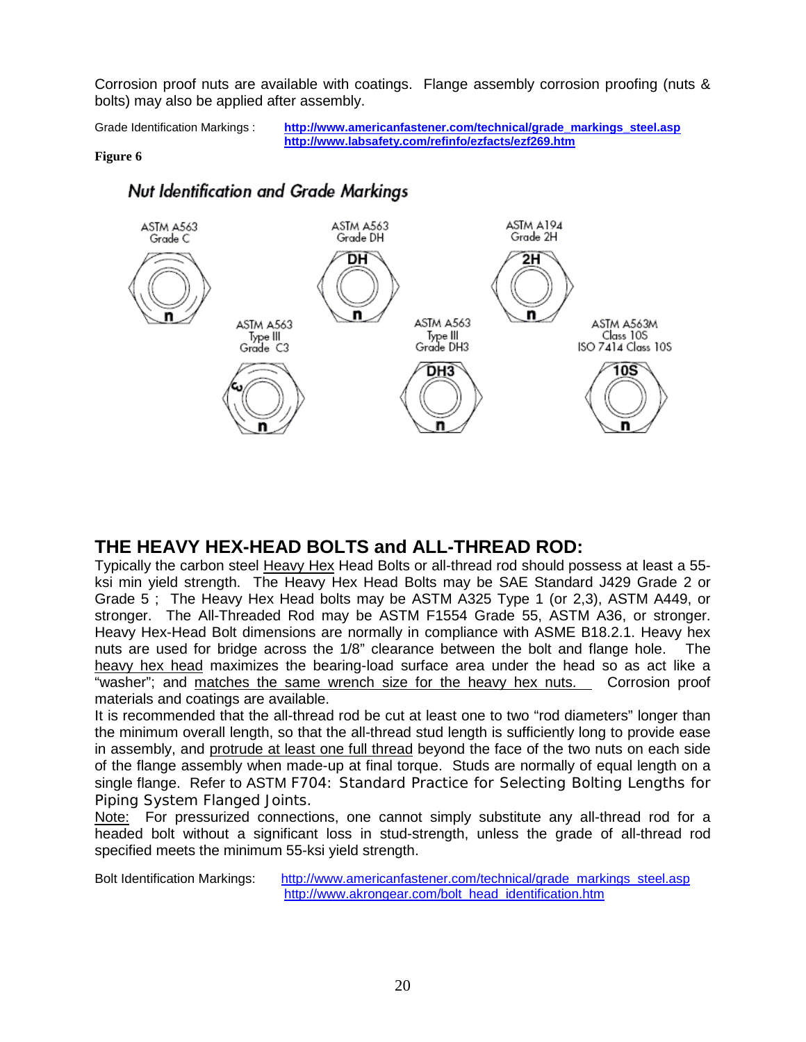Corrosion proof nuts are available with coatings. Flange assembly corrosion proofing (nuts & bolts) may also be applied after assembly.

Grade Identification Markings : **http://www.americanfastener.com/technical/grade_markings_steel.asp**
**http://www.labsafety.com/refinfo/ezfacts/ezf269.htm**

**Figure 6**

*Nut Identification and Grade Markings*

ASTM A563 Grade C

ASTM A563 Grade DH — DH

ASTM A194 Grade 2H — 2H

ASTM A563 Type III Grade C3

ASTM A563 Type III Grade DH3 — DH3

ASTM A563M Class 10S ISO 7414 Class 10S — 10S

## THE HEAVY HEX-HEAD BOLTS and ALL-THREAD ROD:

Typically the carbon steel Heavy Hex Head Bolts or all-thread rod should possess at least a 55-ksi min yield strength. The Heavy Hex Head Bolts may be SAE Standard J429 Grade 2 or Grade 5 ; The Heavy Hex Head bolts may be ASTM A325 Type 1 (or 2,3), ASTM A449, or stronger. The All-Threaded Rod may be ASTM F1554 Grade 55, ASTM A36, or stronger. Heavy Hex-Head Bolt dimensions are normally in compliance with ASME B18.2.1. Heavy hex nuts are used for bridge across the 1/8" clearance between the bolt and flange hole. The heavy hex head maximizes the bearing-load surface area under the head so as act like a "washer"; and matches the same wrench size for the heavy hex nuts. Corrosion proof materials and coatings are available.

It is recommended that the all-thread rod be cut at least one to two "rod diameters" longer than the minimum overall length, so that the all-thread stud length is sufficiently long to provide ease in assembly, and protrude at least one full thread beyond the face of the two nuts on each side of the flange assembly when made-up at final torque. Studs are normally of equal length on a single flange. Refer to ASTM F704: Standard Practice for Selecting Bolting Lengths for Piping System Flanged Joints.

Note: For pressurized connections, one cannot simply substitute any all-thread rod for a headed bolt without a significant loss in stud-strength, unless the grade of all-thread rod specified meets the minimum 55-ksi yield strength.

Bolt Identification Markings: http://www.americanfastener.com/technical/grade_markings_steel.asp
http://www.akrongear.com/bolt_head_identification.htm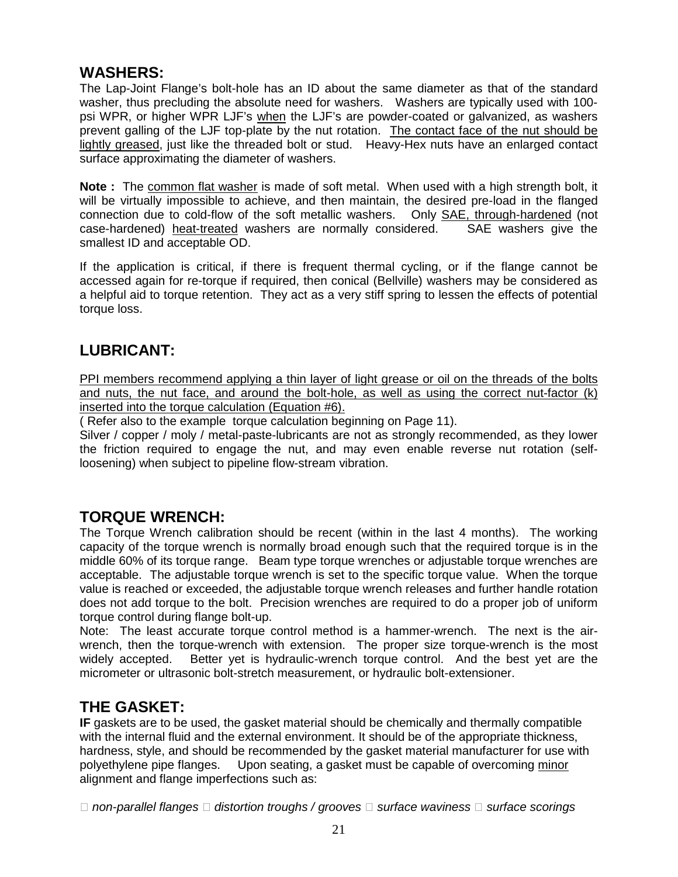## WASHERS:

The Lap-Joint Flange's bolt-hole has an ID about the same diameter as that of the standard washer, thus precluding the absolute need for washers. Washers are typically used with 100-psi WPR, or higher WPR LJF's when the LJF's are powder-coated or galvanized, as washers prevent galling of the LJF top-plate by the nut rotation. The contact face of the nut should be lightly greased, just like the threaded bolt or stud. Heavy-Hex nuts have an enlarged contact surface approximating the diameter of washers.

**Note :** The common flat washer is made of soft metal. When used with a high strength bolt, it will be virtually impossible to achieve, and then maintain, the desired pre-load in the flanged connection due to cold-flow of the soft metallic washers. Only SAE, through-hardened (not case-hardened) heat-treated washers are normally considered. SAE washers give the smallest ID and acceptable OD.

If the application is critical, if there is frequent thermal cycling, or if the flange cannot be accessed again for re-torque if required, then conical (Bellville) washers may be considered as a helpful aid to torque retention. They act as a very stiff spring to lessen the effects of potential torque loss.

## LUBRICANT:

PPI members recommend applying a thin layer of light grease or oil on the threads of the bolts and nuts, the nut face, and around the bolt-hole, as well as using the correct nut-factor (k) inserted into the torque calculation (Equation #6).

( Refer also to the example torque calculation beginning on Page 11).

Silver / copper / moly / metal-paste-lubricants are not as strongly recommended, as they lower the friction required to engage the nut, and may even enable reverse nut rotation (self-loosening) when subject to pipeline flow-stream vibration.

## TORQUE WRENCH:

The Torque Wrench calibration should be recent (within in the last 4 months). The working capacity of the torque wrench is normally broad enough such that the required torque is in the middle 60% of its torque range. Beam type torque wrenches or adjustable torque wrenches are acceptable. The adjustable torque wrench is set to the specific torque value. When the torque value is reached or exceeded, the adjustable torque wrench releases and further handle rotation does not add torque to the bolt. Precision wrenches are required to do a proper job of uniform torque control during flange bolt-up.

Note: The least accurate torque control method is a hammer-wrench. The next is the air-wrench, then the torque-wrench with extension. The proper size torque-wrench is the most widely accepted. Better yet is hydraulic-wrench torque control. And the best yet are the micrometer or ultrasonic bolt-stretch measurement, or hydraulic bolt-extensioner.

## THE GASKET:

**IF** gaskets are to be used, the gasket material should be chemically and thermally compatible with the internal fluid and the external environment. It should be of the appropriate thickness, hardness, style, and should be recommended by the gasket material manufacturer for use with polyethylene pipe flanges. Upon seating, a gasket must be capable of overcoming minor alignment and flange imperfections such as:

- *non-parallel flanges*
- *distortion troughs / grooves*
- *surface waviness*
- *surface scorings*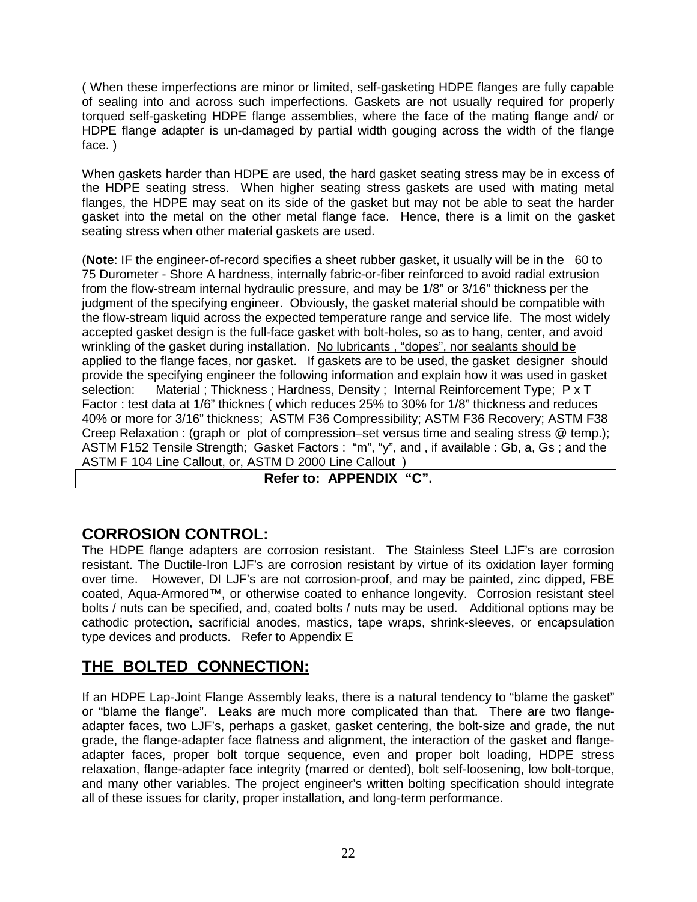( When these imperfections are minor or limited, self-gasketing HDPE flanges are fully capable of sealing into and across such imperfections. Gaskets are not usually required for properly torqued self-gasketing HDPE flange assemblies, where the face of the mating flange and/ or HDPE flange adapter is un-damaged by partial width gouging across the width of the flange face. )

When gaskets harder than HDPE are used, the hard gasket seating stress may be in excess of the HDPE seating stress. When higher seating stress gaskets are used with mating metal flanges, the HDPE may seat on its side of the gasket but may not be able to seat the harder gasket into the metal on the other metal flange face. Hence, there is a limit on the gasket seating stress when other material gaskets are used.

(**Note**: IF the engineer-of-record specifies a sheet <u>rubber</u> gasket, it usually will be in the 60 to 75 Durometer - Shore A hardness, internally fabric-or-fiber reinforced to avoid radial extrusion from the flow-stream internal hydraulic pressure, and may be 1/8" or 3/16" thickness per the judgment of the specifying engineer. Obviously, the gasket material should be compatible with the flow-stream liquid across the expected temperature range and service life. The most widely accepted gasket design is the full-face gasket with bolt-holes, so as to hang, center, and avoid wrinkling of the gasket during installation. <u>No lubricants , "dopes", nor sealants should be applied to the flange faces, nor gasket.</u> If gaskets are to be used, the gasket designer should provide the specifying engineer the following information and explain how it was used in gasket selection: Material ; Thickness ; Hardness, Density ; Internal Reinforcement Type; P x T Factor : test data at 1/6" thicknes ( which reduces 25% to 30% for 1/8" thickness and reduces 40% or more for 3/16" thickness; ASTM F36 Compressibility; ASTM F36 Recovery; ASTM F38 Creep Relaxation : (graph or plot of compression–set versus time and sealing stress @ temp.); ASTM F152 Tensile Strength; Gasket Factors : "m", "y", and , if available : Gb, a, Gs ; and the ASTM F 104 Line Callout, or, ASTM D 2000 Line Callout )

**Refer to: APPENDIX "C".**

## CORROSION CONTROL:

The HDPE flange adapters are corrosion resistant. The Stainless Steel LJF's are corrosion resistant. The Ductile-Iron LJF's are corrosion resistant by virtue of its oxidation layer forming over time. However, DI LJF's are not corrosion-proof, and may be painted, zinc dipped, FBE coated, Aqua-Armored™, or otherwise coated to enhance longevity. Corrosion resistant steel bolts / nuts can be specified, and, coated bolts / nuts may be used. Additional options may be cathodic protection, sacrificial anodes, mastics, tape wraps, shrink-sleeves, or encapsulation type devices and products. Refer to Appendix E

## <u>THE BOLTED CONNECTION:</u>

If an HDPE Lap-Joint Flange Assembly leaks, there is a natural tendency to "blame the gasket" or "blame the flange". Leaks are much more complicated than that. There are two flange-adapter faces, two LJF's, perhaps a gasket, gasket centering, the bolt-size and grade, the nut grade, the flange-adapter face flatness and alignment, the interaction of the gasket and flange-adapter faces, proper bolt torque sequence, even and proper bolt loading, HDPE stress relaxation, flange-adapter face integrity (marred or dented), bolt self-loosening, low bolt-torque, and many other variables. The project engineer's written bolting specification should integrate all of these issues for clarity, proper installation, and long-term performance.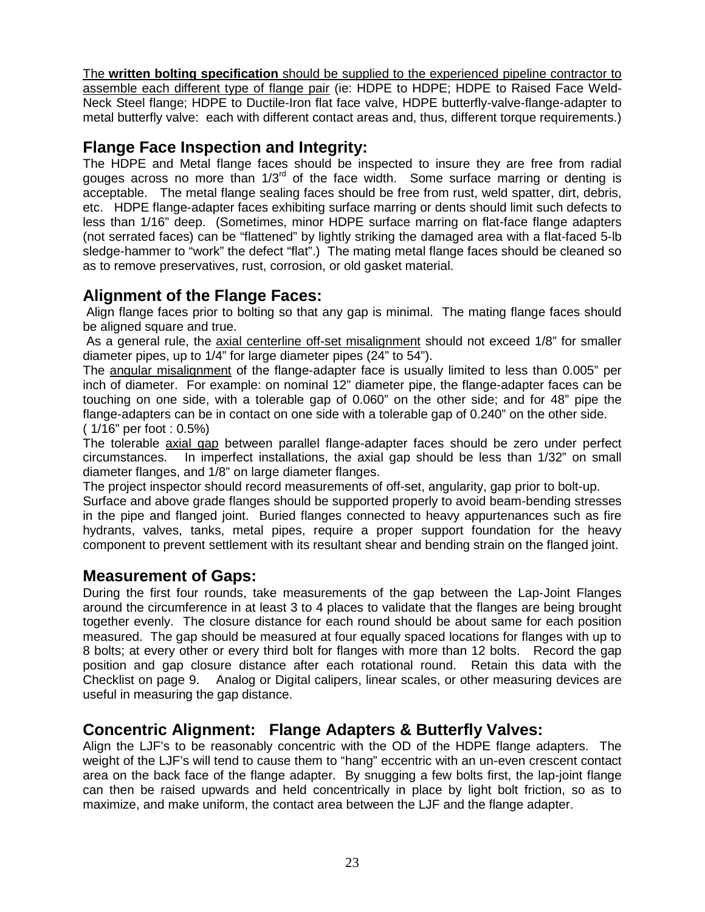The **written bolting specification** should be supplied to the experienced pipeline contractor to assemble each different type of flange pair (ie: HDPE to HDPE; HDPE to Raised Face Weld-Neck Steel flange; HDPE to Ductile-Iron flat face valve, HDPE butterfly-valve-flange-adapter to metal butterfly valve: each with different contact areas and, thus, different torque requirements.)

## Flange Face Inspection and Integrity:

The HDPE and Metal flange faces should be inspected to insure they are free from radial gouges across no more than 1/3rd of the face width. Some surface marring or denting is acceptable. The metal flange sealing faces should be free from rust, weld spatter, dirt, debris, etc. HDPE flange-adapter faces exhibiting surface marring or dents should limit such defects to less than 1/16" deep. (Sometimes, minor HDPE surface marring on flat-face flange adapters (not serrated faces) can be "flattened" by lightly striking the damaged area with a flat-faced 5-lb sledge-hammer to "work" the defect "flat".) The mating metal flange faces should be cleaned so as to remove preservatives, rust, corrosion, or old gasket material.

## Alignment of the Flange Faces:

Align flange faces prior to bolting so that any gap is minimal. The mating flange faces should be aligned square and true.

As a general rule, the axial centerline off-set misalignment should not exceed 1/8" for smaller diameter pipes, up to 1/4" for large diameter pipes (24" to 54").

The angular misalignment of the flange-adapter face is usually limited to less than 0.005" per inch of diameter. For example: on nominal 12" diameter pipe, the flange-adapter faces can be touching on one side, with a tolerable gap of 0.060" on the other side; and for 48" pipe the flange-adapters can be in contact on one side with a tolerable gap of 0.240" on the other side. ( 1/16" per foot : 0.5%)

The tolerable axial gap between parallel flange-adapter faces should be zero under perfect circumstances. In imperfect installations, the axial gap should be less than 1/32" on small diameter flanges, and 1/8" on large diameter flanges.

The project inspector should record measurements of off-set, angularity, gap prior to bolt-up.

Surface and above grade flanges should be supported properly to avoid beam-bending stresses in the pipe and flanged joint. Buried flanges connected to heavy appurtenances such as fire hydrants, valves, tanks, metal pipes, require a proper support foundation for the heavy component to prevent settlement with its resultant shear and bending strain on the flanged joint.

## Measurement of Gaps:

During the first four rounds, take measurements of the gap between the Lap-Joint Flanges around the circumference in at least 3 to 4 places to validate that the flanges are being brought together evenly. The closure distance for each round should be about same for each position measured. The gap should be measured at four equally spaced locations for flanges with up to 8 bolts; at every other or every third bolt for flanges with more than 12 bolts. Record the gap position and gap closure distance after each rotational round. Retain this data with the Checklist on page 9. Analog or Digital calipers, linear scales, or other measuring devices are useful in measuring the gap distance.

## Concentric Alignment: Flange Adapters & Butterfly Valves:

Align the LJF's to be reasonably concentric with the OD of the HDPE flange adapters. The weight of the LJF's will tend to cause them to "hang" eccentric with an un-even crescent contact area on the back face of the flange adapter. By snugging a few bolts first, the lap-joint flange can then be raised upwards and held concentrically in place by light bolt friction, so as to maximize, and make uniform, the contact area between the LJF and the flange adapter.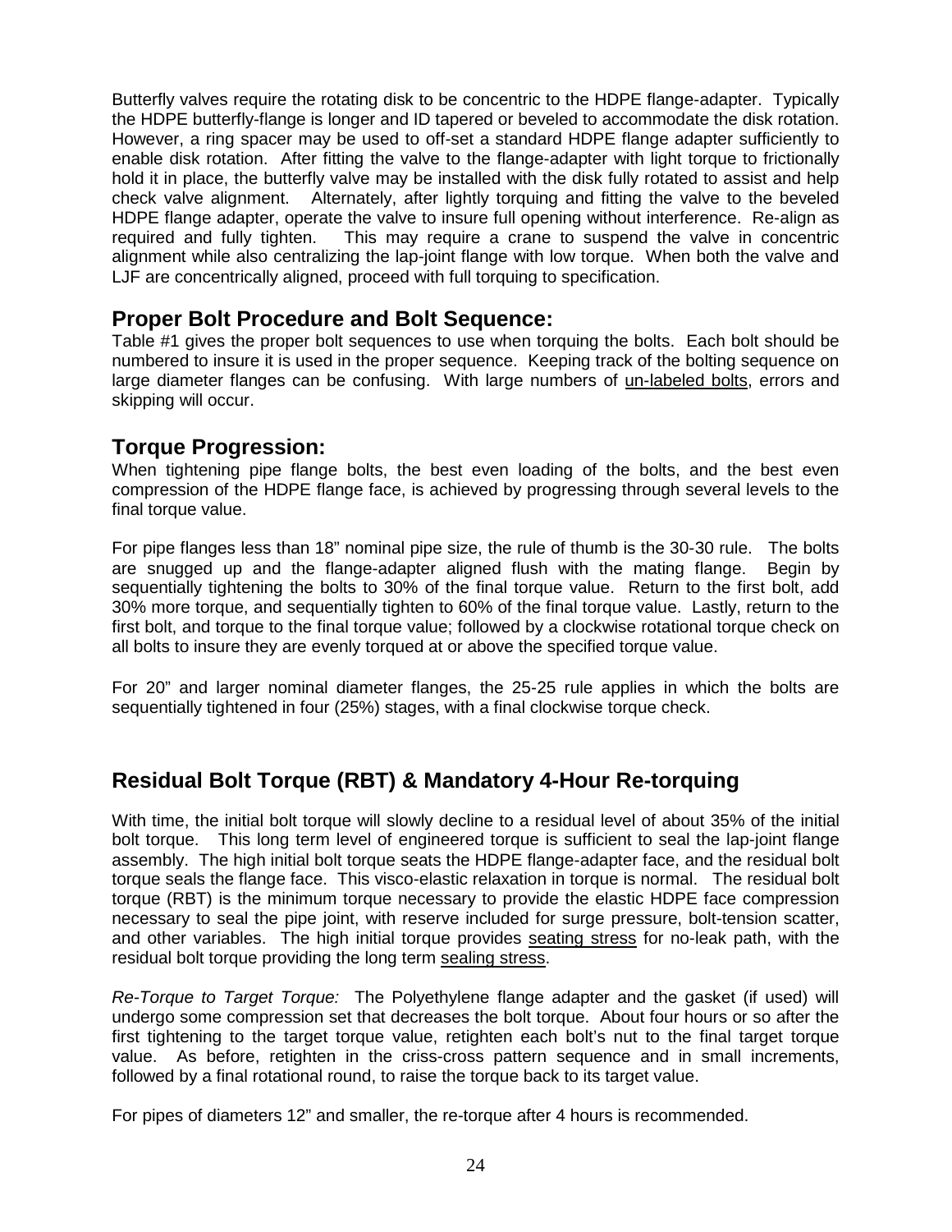Butterfly valves require the rotating disk to be concentric to the HDPE flange-adapter. Typically the HDPE butterfly-flange is longer and ID tapered or beveled to accommodate the disk rotation. However, a ring spacer may be used to off-set a standard HDPE flange adapter sufficiently to enable disk rotation. After fitting the valve to the flange-adapter with light torque to frictionally hold it in place, the butterfly valve may be installed with the disk fully rotated to assist and help check valve alignment. Alternately, after lightly torquing and fitting the valve to the beveled HDPE flange adapter, operate the valve to insure full opening without interference. Re-align as required and fully tighten. This may require a crane to suspend the valve in concentric alignment while also centralizing the lap-joint flange with low torque. When both the valve and LJF are concentrically aligned, proceed with full torquing to specification.

## Proper Bolt Procedure and Bolt Sequence:

Table #1 gives the proper bolt sequences to use when torquing the bolts. Each bolt should be numbered to insure it is used in the proper sequence. Keeping track of the bolting sequence on large diameter flanges can be confusing. With large numbers of <u>un-labeled bolts</u>, errors and skipping will occur.

## Torque Progression:

When tightening pipe flange bolts, the best even loading of the bolts, and the best even compression of the HDPE flange face, is achieved by progressing through several levels to the final torque value.

For pipe flanges less than 18" nominal pipe size, the rule of thumb is the 30-30 rule. The bolts are snugged up and the flange-adapter aligned flush with the mating flange. Begin by sequentially tightening the bolts to 30% of the final torque value. Return to the first bolt, add 30% more torque, and sequentially tighten to 60% of the final torque value. Lastly, return to the first bolt, and torque to the final torque value; followed by a clockwise rotational torque check on all bolts to insure they are evenly torqued at or above the specified torque value.

For 20" and larger nominal diameter flanges, the 25-25 rule applies in which the bolts are sequentially tightened in four (25%) stages, with a final clockwise torque check.

## Residual Bolt Torque (RBT) & Mandatory 4-Hour Re-torquing

With time, the initial bolt torque will slowly decline to a residual level of about 35% of the initial bolt torque. This long term level of engineered torque is sufficient to seal the lap-joint flange assembly. The high initial bolt torque seats the HDPE flange-adapter face, and the residual bolt torque seals the flange face. This visco-elastic relaxation in torque is normal. The residual bolt torque (RBT) is the minimum torque necessary to provide the elastic HDPE face compression necessary to seal the pipe joint, with reserve included for surge pressure, bolt-tension scatter, and other variables. The high initial torque provides <u>seating stress</u> for no-leak path, with the residual bolt torque providing the long term <u>sealing stress</u>.

*Re-Torque to Target Torque:* The Polyethylene flange adapter and the gasket (if used) will undergo some compression set that decreases the bolt torque. About four hours or so after the first tightening to the target torque value, retighten each bolt's nut to the final target torque value. As before, retighten in the criss-cross pattern sequence and in small increments, followed by a final rotational round, to raise the torque back to its target value.

For pipes of diameters 12" and smaller, the re-torque after 4 hours is recommended.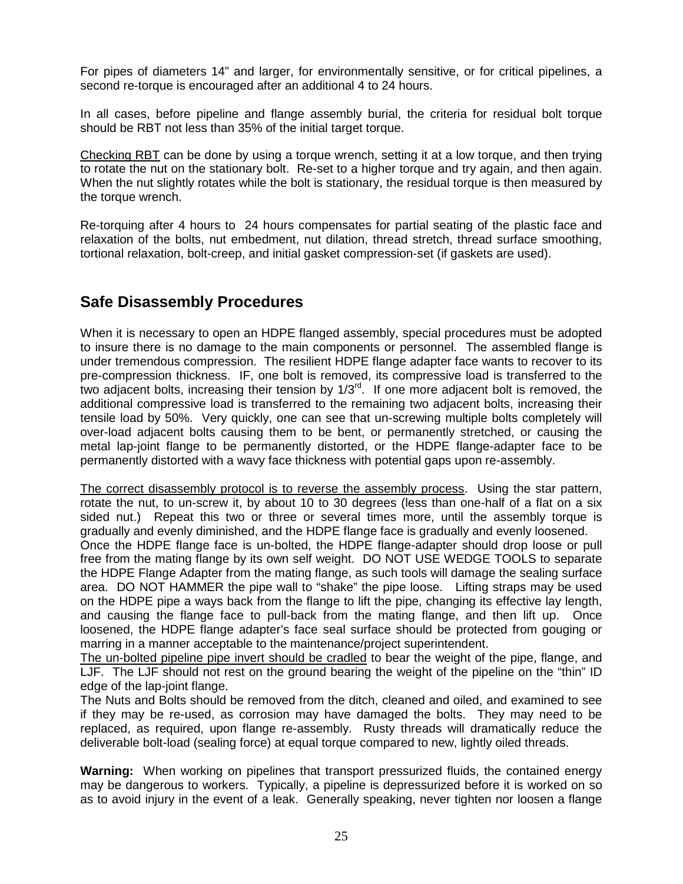For pipes of diameters 14" and larger, for environmentally sensitive, or for critical pipelines, a second re-torque is encouraged after an additional 4 to 24 hours.

In all cases, before pipeline and flange assembly burial, the criteria for residual bolt torque should be RBT not less than 35% of the initial target torque.

Checking RBT can be done by using a torque wrench, setting it at a low torque, and then trying to rotate the nut on the stationary bolt. Re-set to a higher torque and try again, and then again. When the nut slightly rotates while the bolt is stationary, the residual torque is then measured by the torque wrench.

Re-torquing after 4 hours to 24 hours compensates for partial seating of the plastic face and relaxation of the bolts, nut embedment, nut dilation, thread stretch, thread surface smoothing, tortional relaxation, bolt-creep, and initial gasket compression-set (if gaskets are used).

## Safe Disassembly Procedures

When it is necessary to open an HDPE flanged assembly, special procedures must be adopted to insure there is no damage to the main components or personnel. The assembled flange is under tremendous compression. The resilient HDPE flange adapter face wants to recover to its pre-compression thickness. IF, one bolt is removed, its compressive load is transferred to the two adjacent bolts, increasing their tension by 1/3rd. If one more adjacent bolt is removed, the additional compressive load is transferred to the remaining two adjacent bolts, increasing their tensile load by 50%. Very quickly, one can see that un-screwing multiple bolts completely will over-load adjacent bolts causing them to be bent, or permanently stretched, or causing the metal lap-joint flange to be permanently distorted, or the HDPE flange-adapter face to be permanently distorted with a wavy face thickness with potential gaps upon re-assembly.

The correct disassembly protocol is to reverse the assembly process. Using the star pattern, rotate the nut, to un-screw it, by about 10 to 30 degrees (less than one-half of a flat on a six sided nut.) Repeat this two or three or several times more, until the assembly torque is gradually and evenly diminished, and the HDPE flange face is gradually and evenly loosened.
Once the HDPE flange face is un-bolted, the HDPE flange-adapter should drop loose or pull free from the mating flange by its own self weight. DO NOT USE WEDGE TOOLS to separate the HDPE Flange Adapter from the mating flange, as such tools will damage the sealing surface area. DO NOT HAMMER the pipe wall to "shake" the pipe loose. Lifting straps may be used on the HDPE pipe a ways back from the flange to lift the pipe, changing its effective lay length, and causing the flange face to pull-back from the mating flange, and then lift up. Once loosened, the HDPE flange adapter's face seal surface should be protected from gouging or marring in a manner acceptable to the maintenance/project superintendent.
The un-bolted pipeline pipe invert should be cradled to bear the weight of the pipe, flange, and LJF. The LJF should not rest on the ground bearing the weight of the pipeline on the "thin" ID edge of the lap-joint flange.
The Nuts and Bolts should be removed from the ditch, cleaned and oiled, and examined to see if they may be re-used, as corrosion may have damaged the bolts. They may need to be replaced, as required, upon flange re-assembly. Rusty threads will dramatically reduce the deliverable bolt-load (sealing force) at equal torque compared to new, lightly oiled threads.

**Warning:** When working on pipelines that transport pressurized fluids, the contained energy may be dangerous to workers. Typically, a pipeline is depressurized before it is worked on so as to avoid injury in the event of a leak. Generally speaking, never tighten nor loosen a flange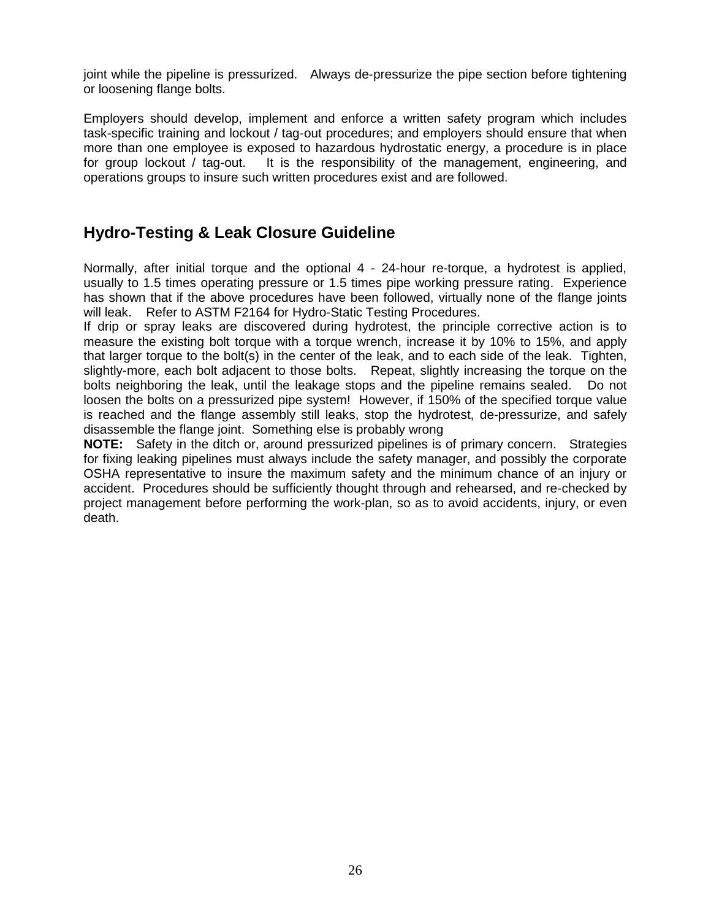joint while the pipeline is pressurized. Always de-pressurize the pipe section before tightening or loosening flange bolts.

Employers should develop, implement and enforce a written safety program which includes task-specific training and lockout / tag-out procedures; and employers should ensure that when more than one employee is exposed to hazardous hydrostatic energy, a procedure is in place for group lockout / tag-out. It is the responsibility of the management, engineering, and operations groups to insure such written procedures exist and are followed.

## Hydro-Testing & Leak Closure Guideline

Normally, after initial torque and the optional 4 - 24-hour re-torque, a hydrotest is applied, usually to 1.5 times operating pressure or 1.5 times pipe working pressure rating. Experience has shown that if the above procedures have been followed, virtually none of the flange joints will leak. Refer to ASTM F2164 for Hydro-Static Testing Procedures.

If drip or spray leaks are discovered during hydrotest, the principle corrective action is to measure the existing bolt torque with a torque wrench, increase it by 10% to 15%, and apply that larger torque to the bolt(s) in the center of the leak, and to each side of the leak. Tighten, slightly-more, each bolt adjacent to those bolts. Repeat, slightly increasing the torque on the bolts neighboring the leak, until the leakage stops and the pipeline remains sealed. Do not loosen the bolts on a pressurized pipe system! However, if 150% of the specified torque value is reached and the flange assembly still leaks, stop the hydrotest, de-pressurize, and safely disassemble the flange joint. Something else is probably wrong

**NOTE:** Safety in the ditch or, around pressurized pipelines is of primary concern. Strategies for fixing leaking pipelines must always include the safety manager, and possibly the corporate OSHA representative to insure the maximum safety and the minimum chance of an injury or accident. Procedures should be sufficiently thought through and rehearsed, and re-checked by project management before performing the work-plan, so as to avoid accidents, injury, or even death.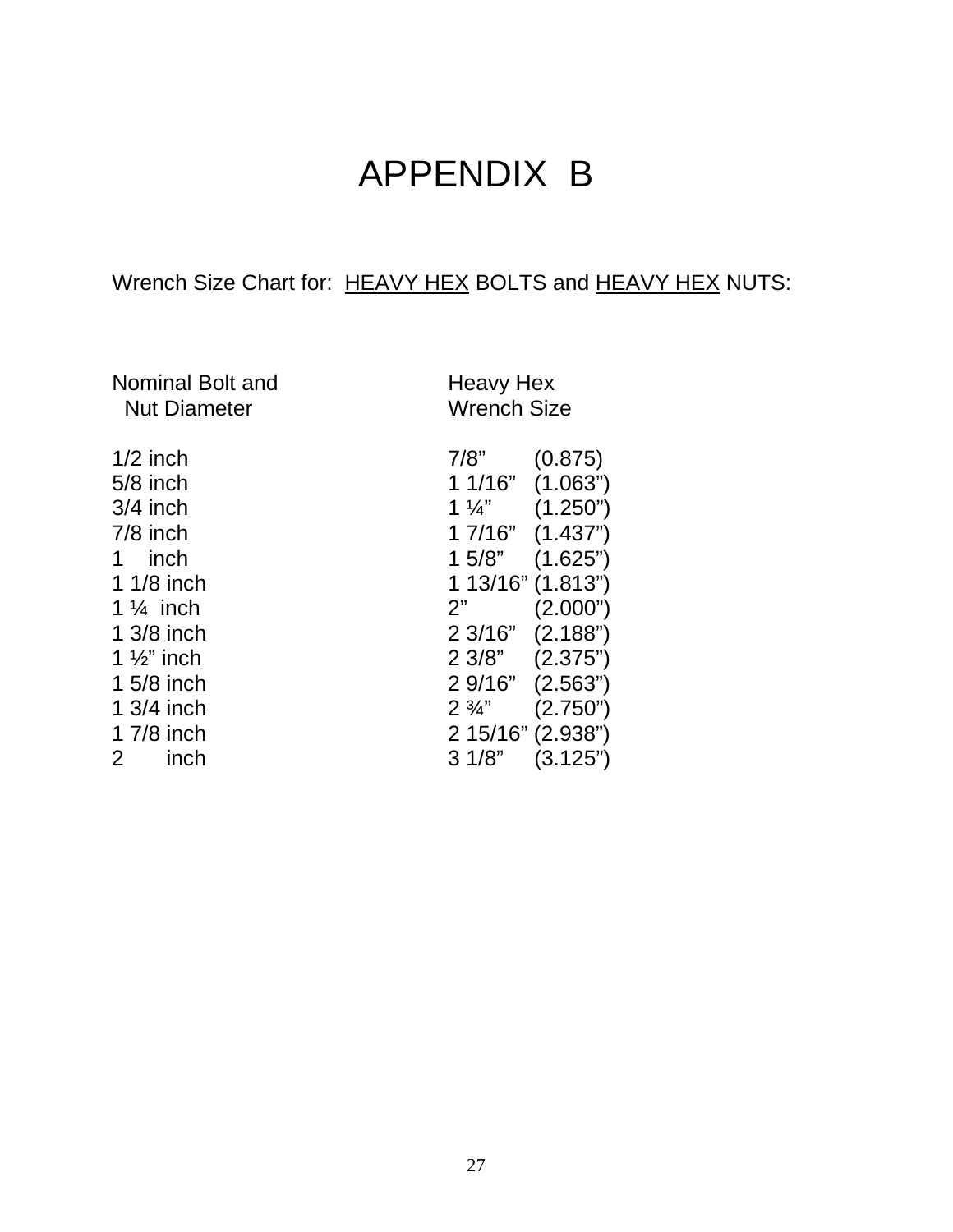# APPENDIX B

Wrench Size Chart for: HEAVY HEX BOLTS and HEAVY HEX NUTS:

| Nominal Bolt and Nut Diameter | Heavy Hex Wrench Size | |
|---|---|---|
| 1/2 inch | 7/8” | (0.875) |
| 5/8 inch | 1 1/16” | (1.063”) |
| 3/4 inch | 1 ¼” | (1.250”) |
| 7/8 inch | 1 7/16” | (1.437”) |
| 1 inch | 1 5/8” | (1.625”) |
| 1 1/8 inch | 1 13/16” | (1.813”) |
| 1 ¼ inch | 2” | (2.000”) |
| 1 3/8 inch | 2 3/16” | (2.188”) |
| 1 ½” inch | 2 3/8” | (2.375”) |
| 1 5/8 inch | 2 9/16” | (2.563”) |
| 1 3/4 inch | 2 ¾” | (2.750”) |
| 1 7/8 inch | 2 15/16” | (2.938”) |
| 2 inch | 3 1/8” | (3.125”) |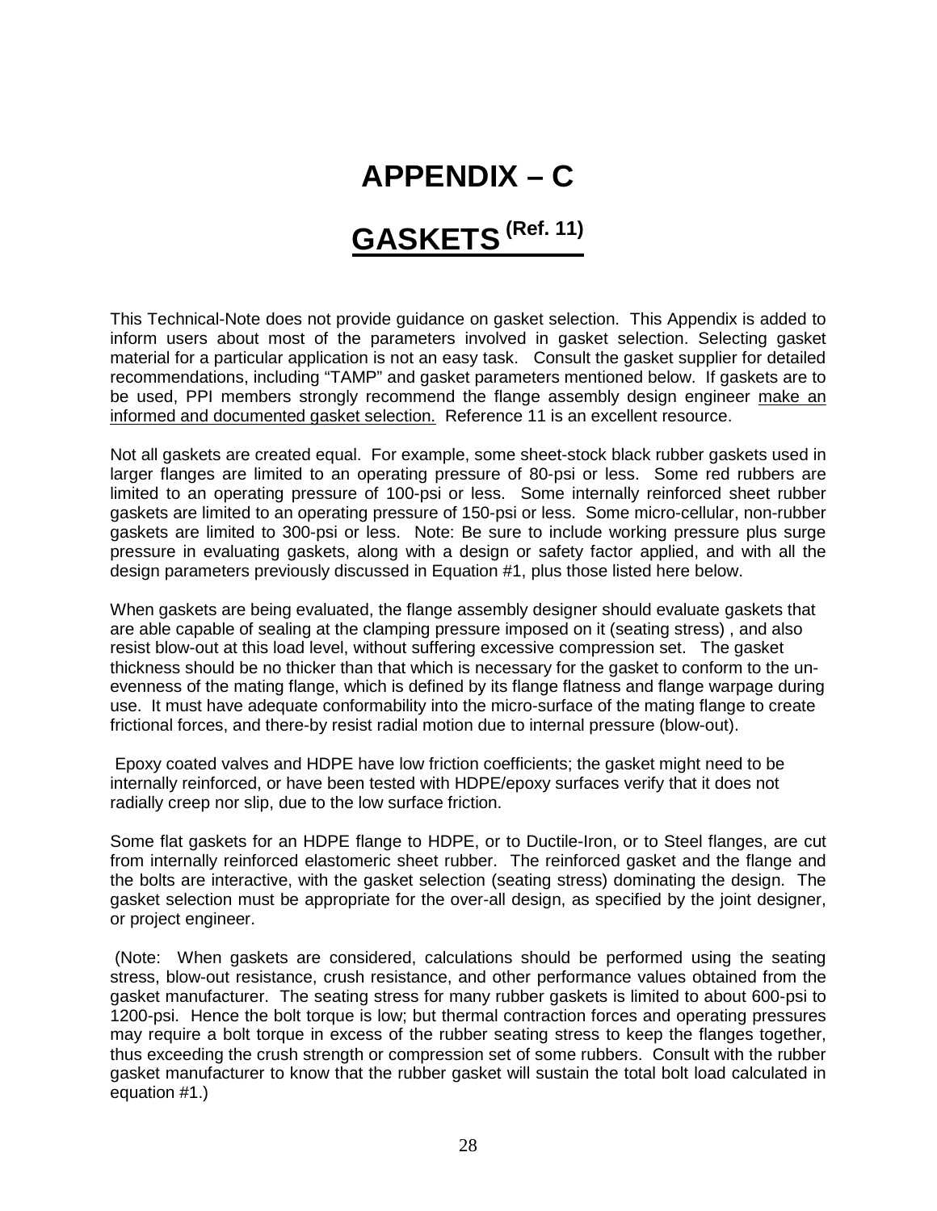# APPENDIX – C

## GASKETS (Ref. 11)

This Technical-Note does not provide guidance on gasket selection. This Appendix is added to inform users about most of the parameters involved in gasket selection. Selecting gasket material for a particular application is not an easy task. Consult the gasket supplier for detailed recommendations, including "TAMP" and gasket parameters mentioned below. If gaskets are to be used, PPI members strongly recommend the flange assembly design engineer make an informed and documented gasket selection. Reference 11 is an excellent resource.

Not all gaskets are created equal. For example, some sheet-stock black rubber gaskets used in larger flanges are limited to an operating pressure of 80-psi or less. Some red rubbers are limited to an operating pressure of 100-psi or less. Some internally reinforced sheet rubber gaskets are limited to an operating pressure of 150-psi or less. Some micro-cellular, non-rubber gaskets are limited to 300-psi or less. Note: Be sure to include working pressure plus surge pressure in evaluating gaskets, along with a design or safety factor applied, and with all the design parameters previously discussed in Equation #1, plus those listed here below.

When gaskets are being evaluated, the flange assembly designer should evaluate gaskets that are able capable of sealing at the clamping pressure imposed on it (seating stress) , and also resist blow-out at this load level, without suffering excessive compression set. The gasket thickness should be no thicker than that which is necessary for the gasket to conform to the un-evenness of the mating flange, which is defined by its flange flatness and flange warpage during use. It must have adequate conformability into the micro-surface of the mating flange to create frictional forces, and there-by resist radial motion due to internal pressure (blow-out).

Epoxy coated valves and HDPE have low friction coefficients; the gasket might need to be internally reinforced, or have been tested with HDPE/epoxy surfaces verify that it does not radially creep nor slip, due to the low surface friction.

Some flat gaskets for an HDPE flange to HDPE, or to Ductile-Iron, or to Steel flanges, are cut from internally reinforced elastomeric sheet rubber. The reinforced gasket and the flange and the bolts are interactive, with the gasket selection (seating stress) dominating the design. The gasket selection must be appropriate for the over-all design, as specified by the joint designer, or project engineer.

(Note: When gaskets are considered, calculations should be performed using the seating stress, blow-out resistance, crush resistance, and other performance values obtained from the gasket manufacturer. The seating stress for many rubber gaskets is limited to about 600-psi to 1200-psi. Hence the bolt torque is low; but thermal contraction forces and operating pressures may require a bolt torque in excess of the rubber seating stress to keep the flanges together, thus exceeding the crush strength or compression set of some rubbers. Consult with the rubber gasket manufacturer to know that the rubber gasket will sustain the total bolt load calculated in equation #1.)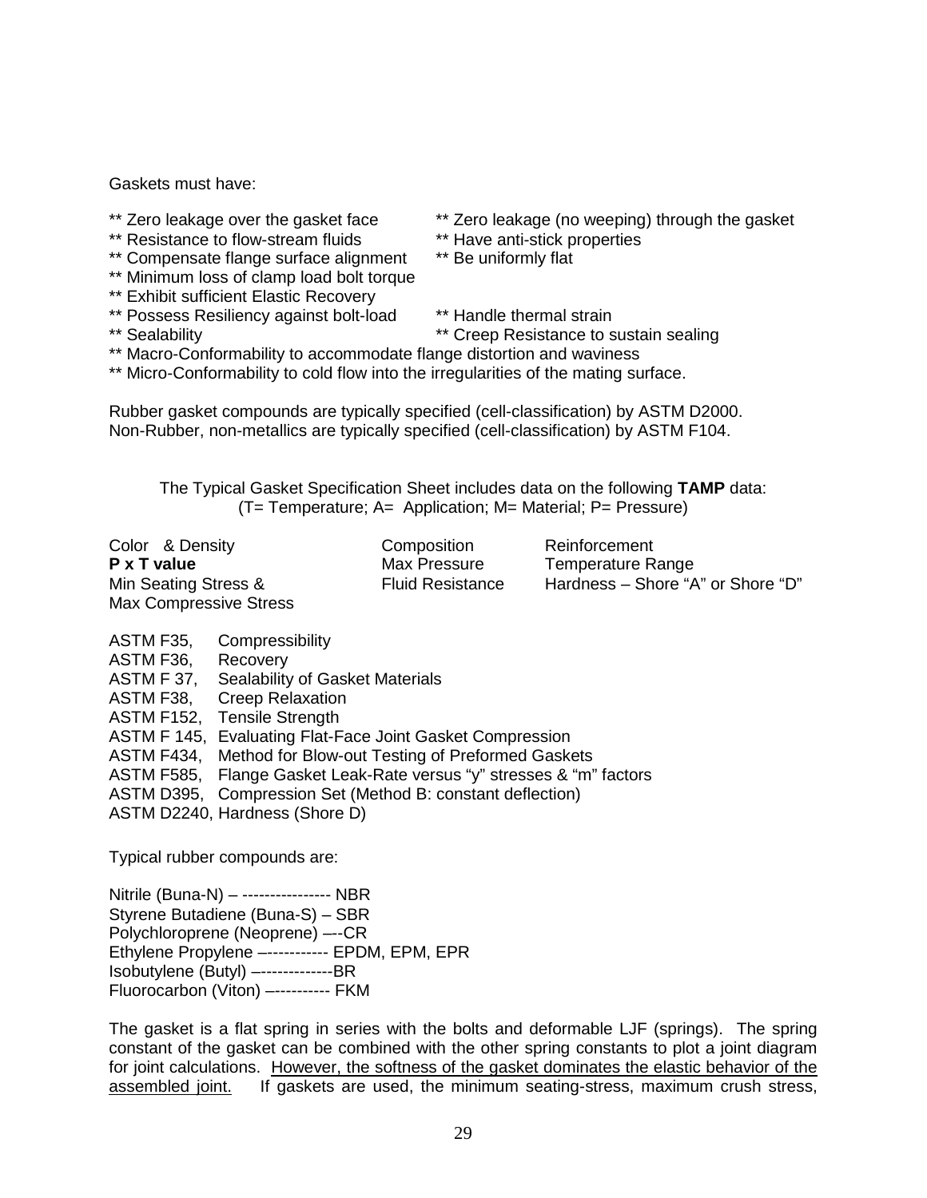Gaskets must have:

** Zero leakage over the gasket face
** Zero leakage (no weeping) through the gasket
** Resistance to flow-stream fluids
** Have anti-stick properties
** Compensate flange surface alignment
** Be uniformly flat
** Minimum loss of clamp load bolt torque
** Exhibit sufficient Elastic Recovery
** Possess Resiliency against bolt-load
** Handle thermal strain
** Sealability
** Creep Resistance to sustain sealing
** Macro-Conformability to accommodate flange distortion and waviness
** Micro-Conformability to cold flow into the irregularities of the mating surface.

Rubber gasket compounds are typically specified (cell-classification) by ASTM D2000.
Non-Rubber, non-metallics are typically specified (cell-classification) by ASTM F104.

The Typical Gasket Specification Sheet includes data on the following **TAMP** data:
(T= Temperature; A= Application; M= Material; P= Pressure)

| | | |
|---|---|---|
| Color & Density | Composition | Reinforcement |
| **P x T value** | Max Pressure | Temperature Range |
| Min Seating Stress & Max Compressive Stress | Fluid Resistance | Hardness – Shore "A" or Shore "D" |

ASTM F35, Compressibility
ASTM F36, Recovery
ASTM F 37, Sealability of Gasket Materials
ASTM F38, Creep Relaxation
ASTM F152, Tensile Strength
ASTM F 145, Evaluating Flat-Face Joint Gasket Compression
ASTM F434, Method for Blow-out Testing of Preformed Gaskets
ASTM F585, Flange Gasket Leak-Rate versus "y" stresses & "m" factors
ASTM D395, Compression Set (Method B: constant deflection)
ASTM D2240, Hardness (Shore D)

Typical rubber compounds are:

Nitrile (Buna-N) – ---------------- NBR
Styrene Butadiene (Buna-S) – SBR
Polychloroprene (Neoprene) –--CR
Ethylene Propylene –----------- EPDM, EPM, EPR
Isobutylene (Butyl) –-------------BR
Fluorocarbon (Viton) –---------- FKM

The gasket is a flat spring in series with the bolts and deformable LJF (springs). The spring constant of the gasket can be combined with the other spring constants to plot a joint diagram for joint calculations. <u>However, the softness of the gasket dominates the elastic behavior of the assembled joint.</u> If gaskets are used, the minimum seating-stress, maximum crush stress,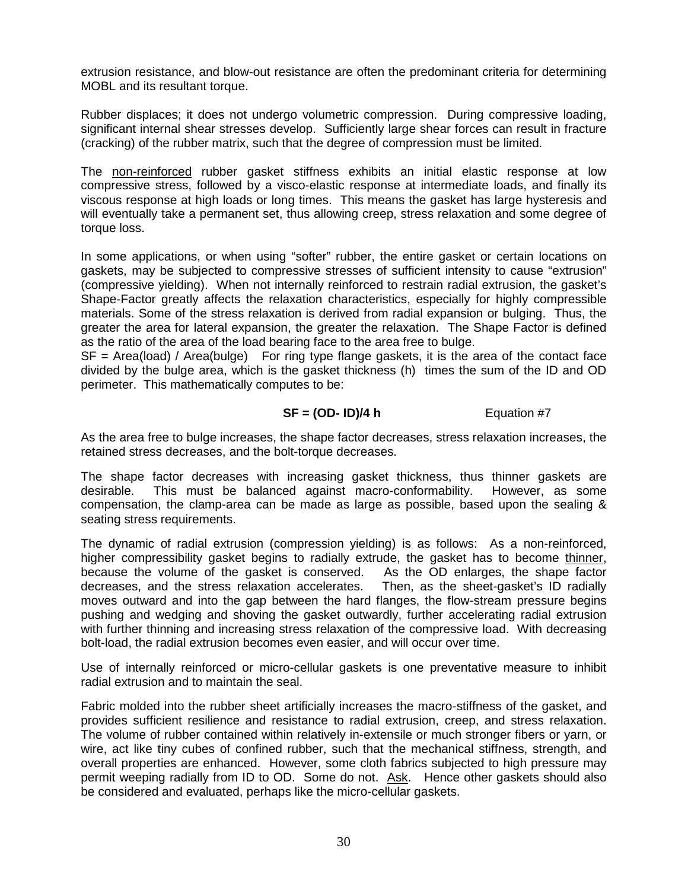extrusion resistance, and blow-out resistance are often the predominant criteria for determining MOBL and its resultant torque.

Rubber displaces; it does not undergo volumetric compression. During compressive loading, significant internal shear stresses develop. Sufficiently large shear forces can result in fracture (cracking) of the rubber matrix, such that the degree of compression must be limited.

The <u>non-reinforced</u> rubber gasket stiffness exhibits an initial elastic response at low compressive stress, followed by a visco-elastic response at intermediate loads, and finally its viscous response at high loads or long times. This means the gasket has large hysteresis and will eventually take a permanent set, thus allowing creep, stress relaxation and some degree of torque loss.

In some applications, or when using "softer" rubber, the entire gasket or certain locations on gaskets, may be subjected to compressive stresses of sufficient intensity to cause "extrusion" (compressive yielding). When not internally reinforced to restrain radial extrusion, the gasket's Shape-Factor greatly affects the relaxation characteristics, especially for highly compressible materials. Some of the stress relaxation is derived from radial expansion or bulging. Thus, the greater the area for lateral expansion, the greater the relaxation. The Shape Factor is defined as the ratio of the area of the load bearing face to the area free to bulge.

SF = Area(load) / Area(bulge) For ring type flange gaskets, it is the area of the contact face divided by the bulge area, which is the gasket thickness (h) times the sum of the ID and OD perimeter. This mathematically computes to be:

$$\mathbf{SF = (OD - ID)/4\,h} \qquad \text{Equation \#7}$$

As the area free to bulge increases, the shape factor decreases, stress relaxation increases, the retained stress decreases, and the bolt-torque decreases.

The shape factor decreases with increasing gasket thickness, thus thinner gaskets are desirable. This must be balanced against macro-conformability. However, as some compensation, the clamp-area can be made as large as possible, based upon the sealing & seating stress requirements.

The dynamic of radial extrusion (compression yielding) is as follows: As a non-reinforced, higher compressibility gasket begins to radially extrude, the gasket has to become <u>thinner</u>, because the volume of the gasket is conserved. As the OD enlarges, the shape factor decreases, and the stress relaxation accelerates. Then, as the sheet-gasket's ID radially moves outward and into the gap between the hard flanges, the flow-stream pressure begins pushing and wedging and shoving the gasket outwardly, further accelerating radial extrusion with further thinning and increasing stress relaxation of the compressive load. With decreasing bolt-load, the radial extrusion becomes even easier, and will occur over time.

Use of internally reinforced or micro-cellular gaskets is one preventative measure to inhibit radial extrusion and to maintain the seal.

Fabric molded into the rubber sheet artificially increases the macro-stiffness of the gasket, and provides sufficient resilience and resistance to radial extrusion, creep, and stress relaxation. The volume of rubber contained within relatively in-extensile or much stronger fibers or yarn, or wire, act like tiny cubes of confined rubber, such that the mechanical stiffness, strength, and overall properties are enhanced. However, some cloth fabrics subjected to high pressure may permit weeping radially from ID to OD. Some do not. <u>Ask</u>. Hence other gaskets should also be considered and evaluated, perhaps like the micro-cellular gaskets.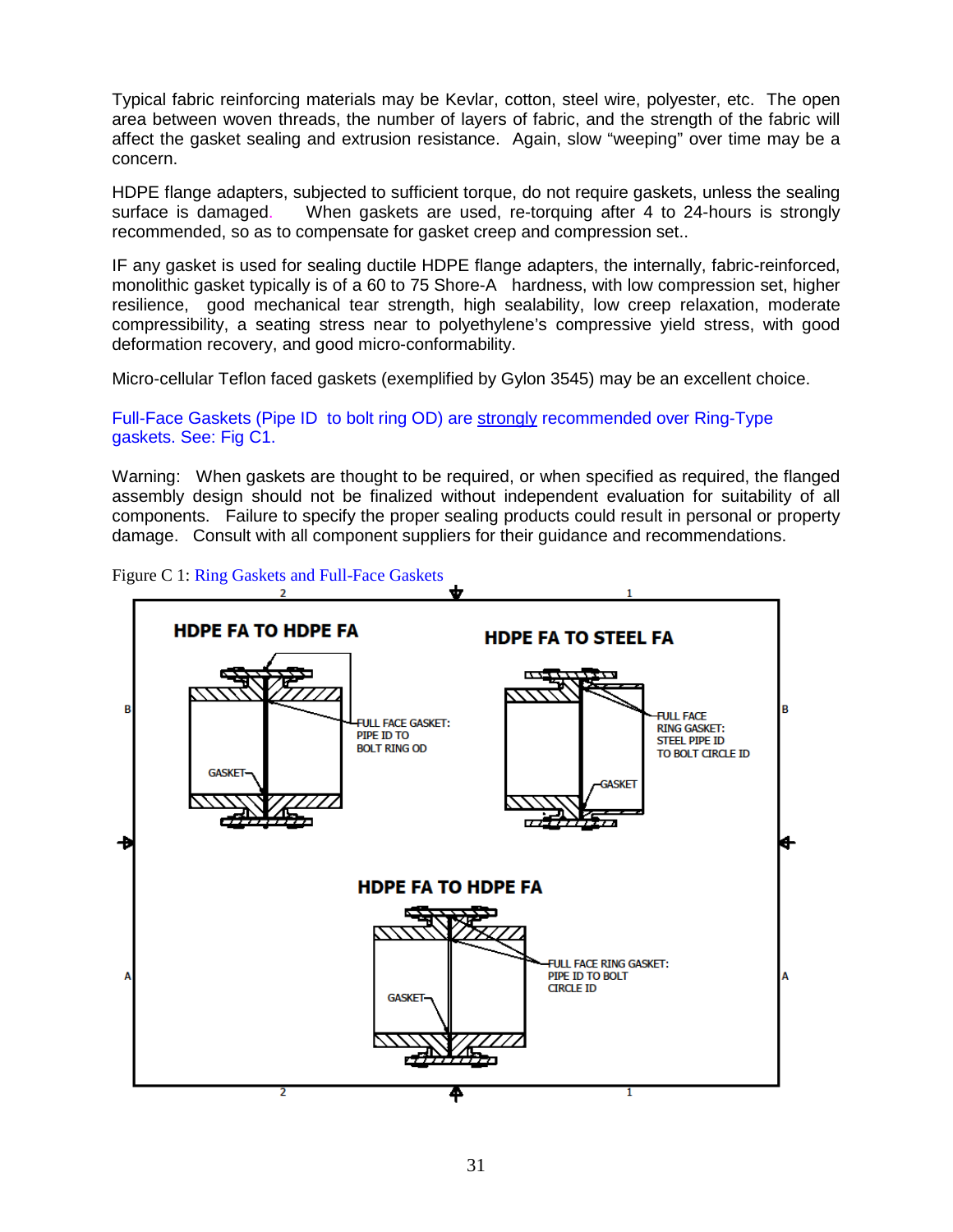Typical fabric reinforcing materials may be Kevlar, cotton, steel wire, polyester, etc. The open area between woven threads, the number of layers of fabric, and the strength of the fabric will affect the gasket sealing and extrusion resistance. Again, slow "weeping" over time may be a concern.

HDPE flange adapters, subjected to sufficient torque, do not require gaskets, unless the sealing surface is damaged. When gaskets are used, re-torquing after 4 to 24-hours is strongly recommended, so as to compensate for gasket creep and compression set..

IF any gasket is used for sealing ductile HDPE flange adapters, the internally, fabric-reinforced, monolithic gasket typically is of a 60 to 75 Shore-A hardness, with low compression set, higher resilience, good mechanical tear strength, high sealability, low creep relaxation, moderate compressibility, a seating stress near to polyethylene's compressive yield stress, with good deformation recovery, and good micro-conformability.

Micro-cellular Teflon faced gaskets (exemplified by Gylon 3545) may be an excellent choice.

Full-Face Gaskets (Pipe ID to bolt ring OD) are strongly recommended over Ring-Type gaskets. See: Fig C1.

Warning: When gaskets are thought to be required, or when specified as required, the flanged assembly design should not be finalized without independent evaluation for suitability of all components. Failure to specify the proper sealing products could result in personal or property damage. Consult with all component suppliers for their guidance and recommendations.

Figure C 1: Ring Gaskets and Full-Face Gaskets

HDPE FA TO HDPE FA — FULL FACE GASKET: PIPE ID TO BOLT RING OD; GASKET

HDPE FA TO STEEL FA — FULL FACE RING GASKET: STEEL PIPE ID TO BOLT CIRCLE ID; GASKET

HDPE FA TO HDPE FA — FULL FACE RING GASKET: PIPE ID TO BOLT CIRCLE ID; GASKET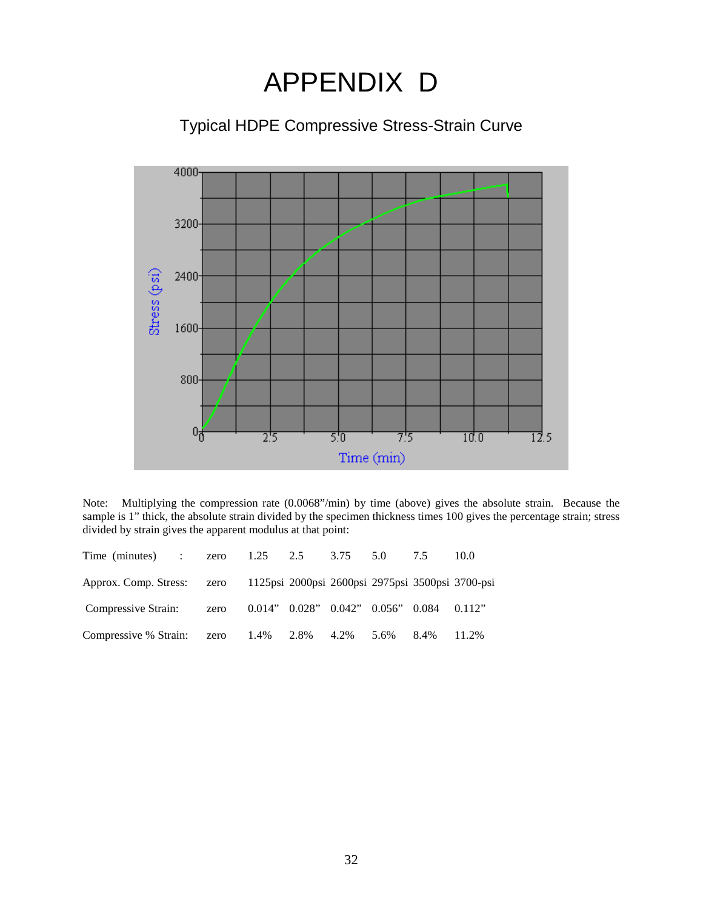# APPENDIX D

## Typical HDPE Compressive Stress-Strain Curve

Note: Multiplying the compression rate (0.0068"/min) by time (above) gives the absolute strain. Because the sample is 1" thick, the absolute strain divided by the specimen thickness times 100 gives the percentage strain; stress divided by strain gives the apparent modulus at that point:

| Time (minutes) : | zero | 1.25 | 2.5 | 3.75 | 5.0 | 7.5 | 10.0 |
|---|---|---|---|---|---|---|---|
| Approx. Comp. Stress: | zero | 1125psi | 2000psi | 2600psi | 2975psi | 3500psi | 3700-psi |
| Compressive Strain: | zero | 0.014" | 0.028" | 0.042" | 0.056" | 0.084 | 0.112" |
| Compressive % Strain: | zero | 1.4% | 2.8% | 4.2% | 5.6% | 8.4% | 11.2% |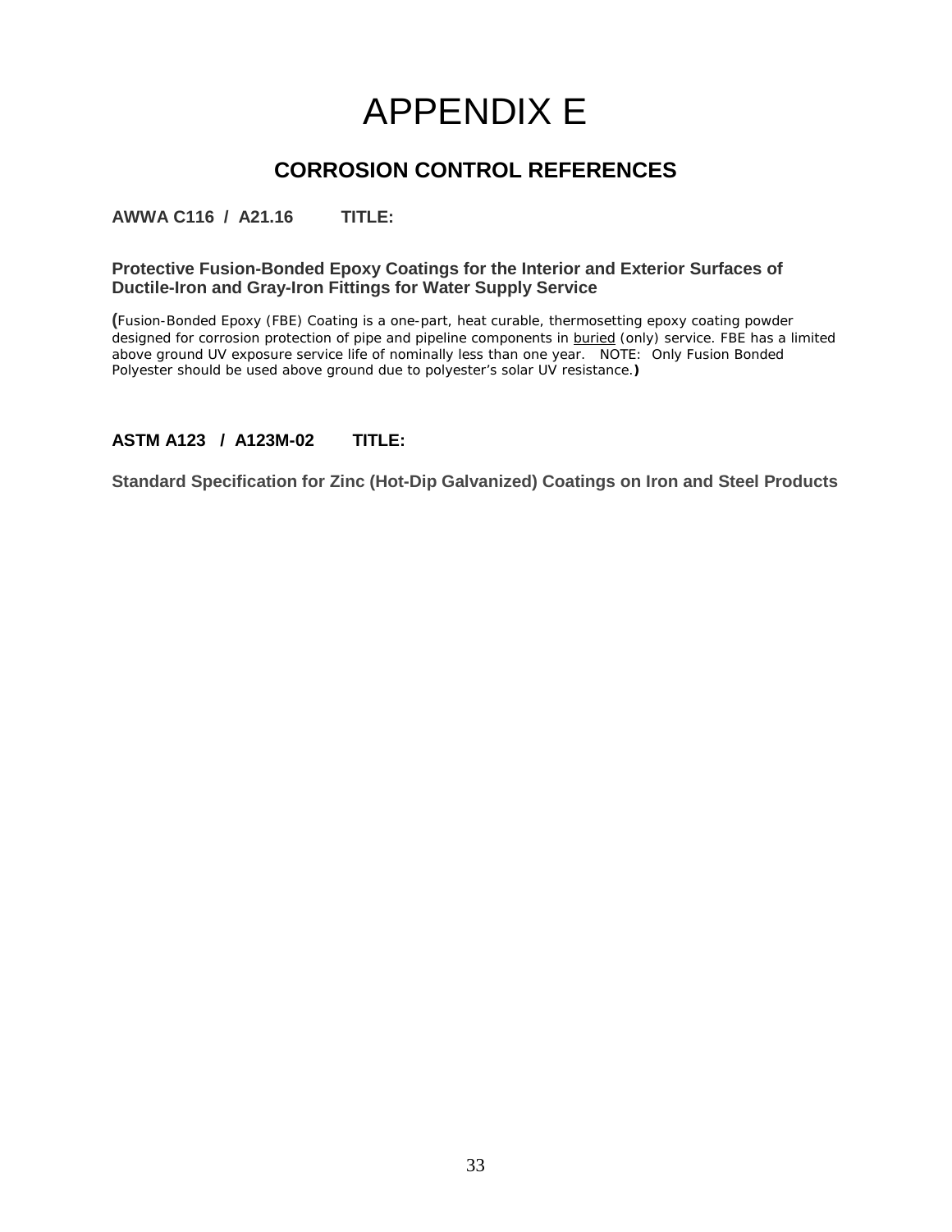# APPENDIX E

## CORROSION CONTROL REFERENCES

**AWWA C116 / A21.16 TITLE:**

**Protective Fusion-Bonded Epoxy Coatings for the Interior and Exterior Surfaces of Ductile-Iron and Gray-Iron Fittings for Water Supply Service**

**(**Fusion-Bonded Epoxy (FBE) Coating is a one-part, heat curable, thermosetting epoxy coating powder designed for corrosion protection of pipe and pipeline components in buried (only) service. FBE has a limited above ground UV exposure service life of nominally less than one year. NOTE: Only Fusion Bonded Polyester should be used above ground due to polyester's solar UV resistance.**)**

**ASTM A123 / A123M-02 TITLE:**

**Standard Specification for Zinc (Hot-Dip Galvanized) Coatings on Iron and Steel Products**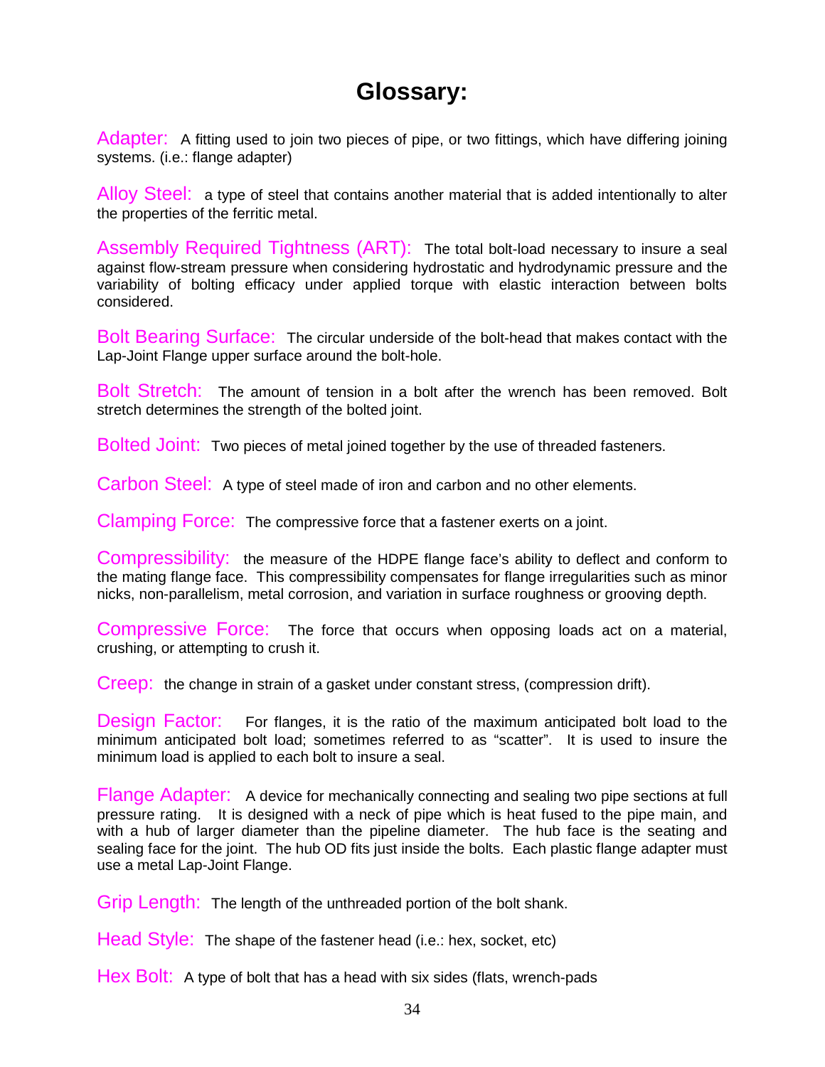# Glossary:

**Adapter:** A fitting used to join two pieces of pipe, or two fittings, which have differing joining systems. (i.e.: flange adapter)

**Alloy Steel:** a type of steel that contains another material that is added intentionally to alter the properties of the ferritic metal.

**Assembly Required Tightness (ART):** The total bolt-load necessary to insure a seal against flow-stream pressure when considering hydrostatic and hydrodynamic pressure and the variability of bolting efficacy under applied torque with elastic interaction between bolts considered.

**Bolt Bearing Surface:** The circular underside of the bolt-head that makes contact with the Lap-Joint Flange upper surface around the bolt-hole.

**Bolt Stretch:** The amount of tension in a bolt after the wrench has been removed. Bolt stretch determines the strength of the bolted joint.

**Bolted Joint:** Two pieces of metal joined together by the use of threaded fasteners.

**Carbon Steel:** A type of steel made of iron and carbon and no other elements.

**Clamping Force:** The compressive force that a fastener exerts on a joint.

**Compressibility:** the measure of the HDPE flange face's ability to deflect and conform to the mating flange face. This compressibility compensates for flange irregularities such as minor nicks, non-parallelism, metal corrosion, and variation in surface roughness or grooving depth.

**Compressive Force:** The force that occurs when opposing loads act on a material, crushing, or attempting to crush it.

**Creep:** the change in strain of a gasket under constant stress, (compression drift).

**Design Factor:** For flanges, it is the ratio of the maximum anticipated bolt load to the minimum anticipated bolt load; sometimes referred to as "scatter". It is used to insure the minimum load is applied to each bolt to insure a seal.

**Flange Adapter:** A device for mechanically connecting and sealing two pipe sections at full pressure rating. It is designed with a neck of pipe which is heat fused to the pipe main, and with a hub of larger diameter than the pipeline diameter. The hub face is the seating and sealing face for the joint. The hub OD fits just inside the bolts. Each plastic flange adapter must use a metal Lap-Joint Flange.

**Grip Length:** The length of the unthreaded portion of the bolt shank.

**Head Style:** The shape of the fastener head (i.e.: hex, socket, etc)

**Hex Bolt:** A type of bolt that has a head with six sides (flats, wrench-pads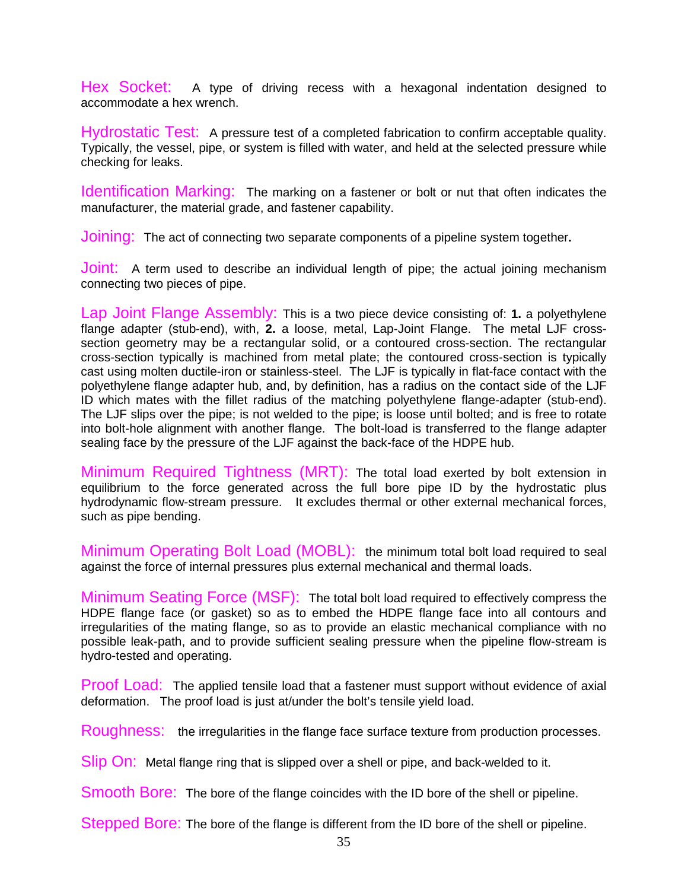**Hex Socket:** A type of driving recess with a hexagonal indentation designed to accommodate a hex wrench.

**Hydrostatic Test:** A pressure test of a completed fabrication to confirm acceptable quality. Typically, the vessel, pipe, or system is filled with water, and held at the selected pressure while checking for leaks.

**Identification Marking:** The marking on a fastener or bolt or nut that often indicates the manufacturer, the material grade, and fastener capability.

**Joining:** The act of connecting two separate components of a pipeline system together**.**

**Joint:** A term used to describe an individual length of pipe; the actual joining mechanism connecting two pieces of pipe.

**Lap Joint Flange Assembly:** This is a two piece device consisting of: **1.** a polyethylene flange adapter (stub-end), with, **2.** a loose, metal, Lap-Joint Flange. The metal LJF cross-section geometry may be a rectangular solid, or a contoured cross-section. The rectangular cross-section typically is machined from metal plate; the contoured cross-section is typically cast using molten ductile-iron or stainless-steel. The LJF is typically in flat-face contact with the polyethylene flange adapter hub, and, by definition, has a radius on the contact side of the LJF ID which mates with the fillet radius of the matching polyethylene flange-adapter (stub-end). The LJF slips over the pipe; is not welded to the pipe; is loose until bolted; and is free to rotate into bolt-hole alignment with another flange. The bolt-load is transferred to the flange adapter sealing face by the pressure of the LJF against the back-face of the HDPE hub.

**Minimum Required Tightness (MRT):** The total load exerted by bolt extension in equilibrium to the force generated across the full bore pipe ID by the hydrostatic plus hydrodynamic flow-stream pressure. It excludes thermal or other external mechanical forces, such as pipe bending.

**Minimum Operating Bolt Load (MOBL):** the minimum total bolt load required to seal against the force of internal pressures plus external mechanical and thermal loads.

**Minimum Seating Force (MSF):** The total bolt load required to effectively compress the HDPE flange face (or gasket) so as to embed the HDPE flange face into all contours and irregularities of the mating flange, so as to provide an elastic mechanical compliance with no possible leak-path, and to provide sufficient sealing pressure when the pipeline flow-stream is hydro-tested and operating.

**Proof Load:** The applied tensile load that a fastener must support without evidence of axial deformation. The proof load is just at/under the bolt's tensile yield load.

**Roughness:** the irregularities in the flange face surface texture from production processes.

**Slip On:** Metal flange ring that is slipped over a shell or pipe, and back-welded to it.

**Smooth Bore:** The bore of the flange coincides with the ID bore of the shell or pipeline.

**Stepped Bore:** The bore of the flange is different from the ID bore of the shell or pipeline.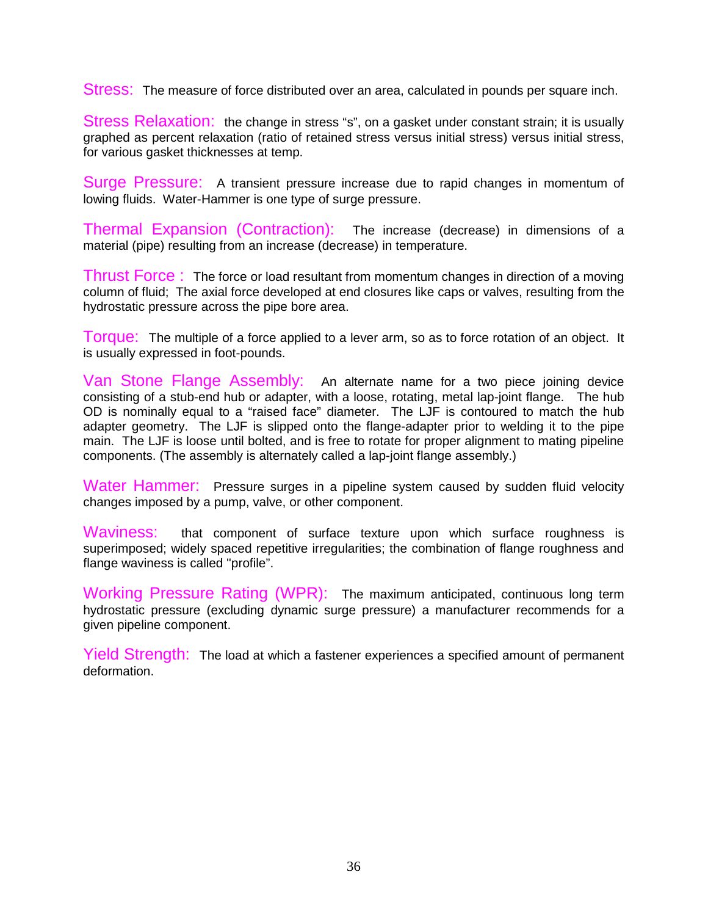**Stress:** The measure of force distributed over an area, calculated in pounds per square inch.

**Stress Relaxation:** the change in stress "s", on a gasket under constant strain; it is usually graphed as percent relaxation (ratio of retained stress versus initial stress) versus initial stress, for various gasket thicknesses at temp.

**Surge Pressure:** A transient pressure increase due to rapid changes in momentum of lowing fluids. Water-Hammer is one type of surge pressure.

**Thermal Expansion (Contraction):** The increase (decrease) in dimensions of a material (pipe) resulting from an increase (decrease) in temperature.

**Thrust Force :** The force or load resultant from momentum changes in direction of a moving column of fluid; The axial force developed at end closures like caps or valves, resulting from the hydrostatic pressure across the pipe bore area.

**Torque:** The multiple of a force applied to a lever arm, so as to force rotation of an object. It is usually expressed in foot-pounds.

**Van Stone Flange Assembly:** An alternate name for a two piece joining device consisting of a stub-end hub or adapter, with a loose, rotating, metal lap-joint flange. The hub OD is nominally equal to a "raised face" diameter. The LJF is contoured to match the hub adapter geometry. The LJF is slipped onto the flange-adapter prior to welding it to the pipe main. The LJF is loose until bolted, and is free to rotate for proper alignment to mating pipeline components. (The assembly is alternately called a lap-joint flange assembly.)

**Water Hammer:** Pressure surges in a pipeline system caused by sudden fluid velocity changes imposed by a pump, valve, or other component.

**Waviness:** that component of surface texture upon which surface roughness is superimposed; widely spaced repetitive irregularities; the combination of flange roughness and flange waviness is called "profile".

**Working Pressure Rating (WPR):** The maximum anticipated, continuous long term hydrostatic pressure (excluding dynamic surge pressure) a manufacturer recommends for a given pipeline component.

**Yield Strength:** The load at which a fastener experiences a specified amount of permanent deformation.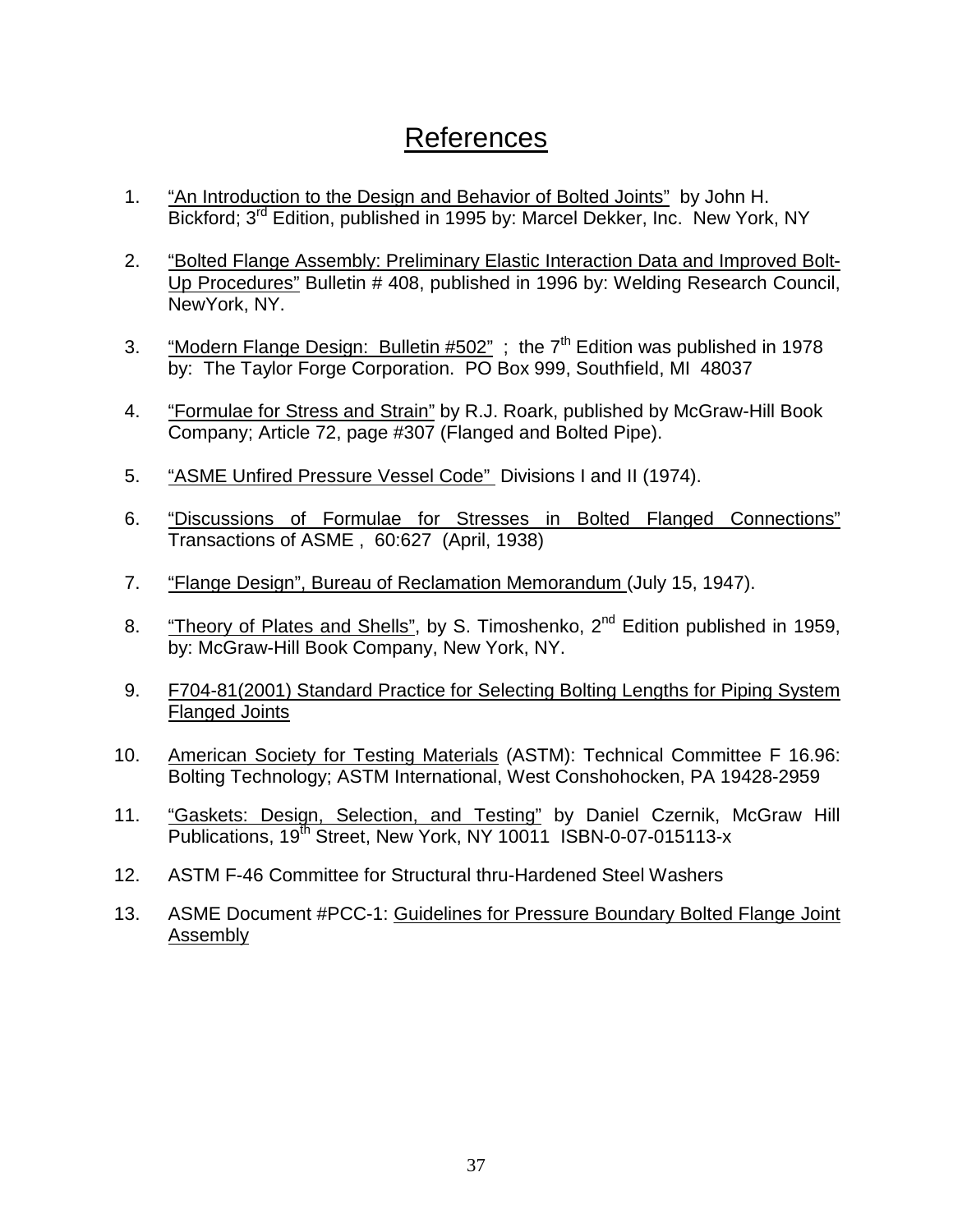# References

1. "An Introduction to the Design and Behavior of Bolted Joints" by John H. Bickford; 3rd Edition, published in 1995 by: Marcel Dekker, Inc. New York, NY

2. "Bolted Flange Assembly: Preliminary Elastic Interaction Data and Improved Bolt-Up Procedures" Bulletin # 408, published in 1996 by: Welding Research Council, NewYork, NY.

3. "Modern Flange Design: Bulletin #502" ; the 7th Edition was published in 1978 by: The Taylor Forge Corporation. PO Box 999, Southfield, MI 48037

4. "Formulae for Stress and Strain" by R.J. Roark, published by McGraw-Hill Book Company; Article 72, page #307 (Flanged and Bolted Pipe).

5. "ASME Unfired Pressure Vessel Code" Divisions I and II (1974).

6. "Discussions of Formulae for Stresses in Bolted Flanged Connections" Transactions of ASME , 60:627 (April, 1938)

7. "Flange Design", Bureau of Reclamation Memorandum (July 15, 1947).

8. "Theory of Plates and Shells", by S. Timoshenko, 2nd Edition published in 1959, by: McGraw-Hill Book Company, New York, NY.

9. F704-81(2001) Standard Practice for Selecting Bolting Lengths for Piping System Flanged Joints

10. American Society for Testing Materials (ASTM): Technical Committee F 16.96: Bolting Technology; ASTM International, West Conshohocken, PA 19428-2959

11. "Gaskets: Design, Selection, and Testing" by Daniel Czernik, McGraw Hill Publications, 19th Street, New York, NY 10011 ISBN-0-07-015113-x

12. ASTM F-46 Committee for Structural thru-Hardened Steel Washers

13. ASME Document #PCC-1: Guidelines for Pressure Boundary Bolted Flange Joint Assembly